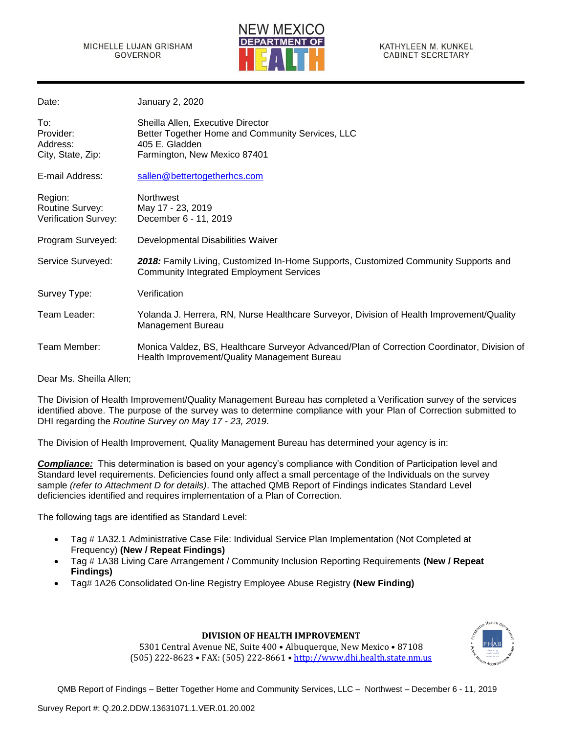MICHELLE LUJAN GRISHAM
GOVERNOR

NEW MEXICO DEPARTMENT OF HEALTH

KATHYLEEN M. KUNKEL
CABINET SECRETARY

| | |
|---|---|
| Date: | January 2, 2020 |
| To: | Sheilla Allen, Executive Director |
| Provider: | Better Together Home and Community Services, LLC |
| Address: | 405 E. Gladden |
| City, State, Zip: | Farmington, New Mexico 87401 |
| E-mail Address: | sallen@bettertogetherhcs.com |
| Region: | Northwest |
| Routine Survey: | May 17 - 23, 2019 |
| Verification Survey: | December 6 - 11, 2019 |
| Program Surveyed: | Developmental Disabilities Waiver |
| Service Surveyed: | ***2018:*** Family Living, Customized In-Home Supports, Customized Community Supports and Community Integrated Employment Services |
| Survey Type: | Verification |
| Team Leader: | Yolanda J. Herrera, RN, Nurse Healthcare Surveyor, Division of Health Improvement/Quality Management Bureau |
| Team Member: | Monica Valdez, BS, Healthcare Surveyor Advanced/Plan of Correction Coordinator, Division of Health Improvement/Quality Management Bureau |

Dear Ms. Sheilla Allen;

The Division of Health Improvement/Quality Management Bureau has completed a Verification survey of the services identified above. The purpose of the survey was to determine compliance with your Plan of Correction submitted to DHI regarding the *Routine Survey on May 17 - 23, 2019*.

The Division of Health Improvement, Quality Management Bureau has determined your agency is in:

***Compliance:*** This determination is based on your agency's compliance with Condition of Participation level and Standard level requirements. Deficiencies found only affect a small percentage of the Individuals on the survey sample *(refer to Attachment D for details)*. The attached QMB Report of Findings indicates Standard Level deficiencies identified and requires implementation of a Plan of Correction.

The following tags are identified as Standard Level:

- Tag # 1A32.1 Administrative Case File: Individual Service Plan Implementation (Not Completed at Frequency) **(New / Repeat Findings)**
- Tag # 1A38 Living Care Arrangement / Community Inclusion Reporting Requirements **(New / Repeat Findings)**
- Tag# 1A26 Consolidated On-line Registry Employee Abuse Registry **(New Finding)**

**DIVISION OF HEALTH IMPROVEMENT**
5301 Central Avenue NE, Suite 400 • Albuquerque, New Mexico • 87108
(505) 222-8623 • FAX: (505) 222-8661 • http://www.dhi.health.state.nm.us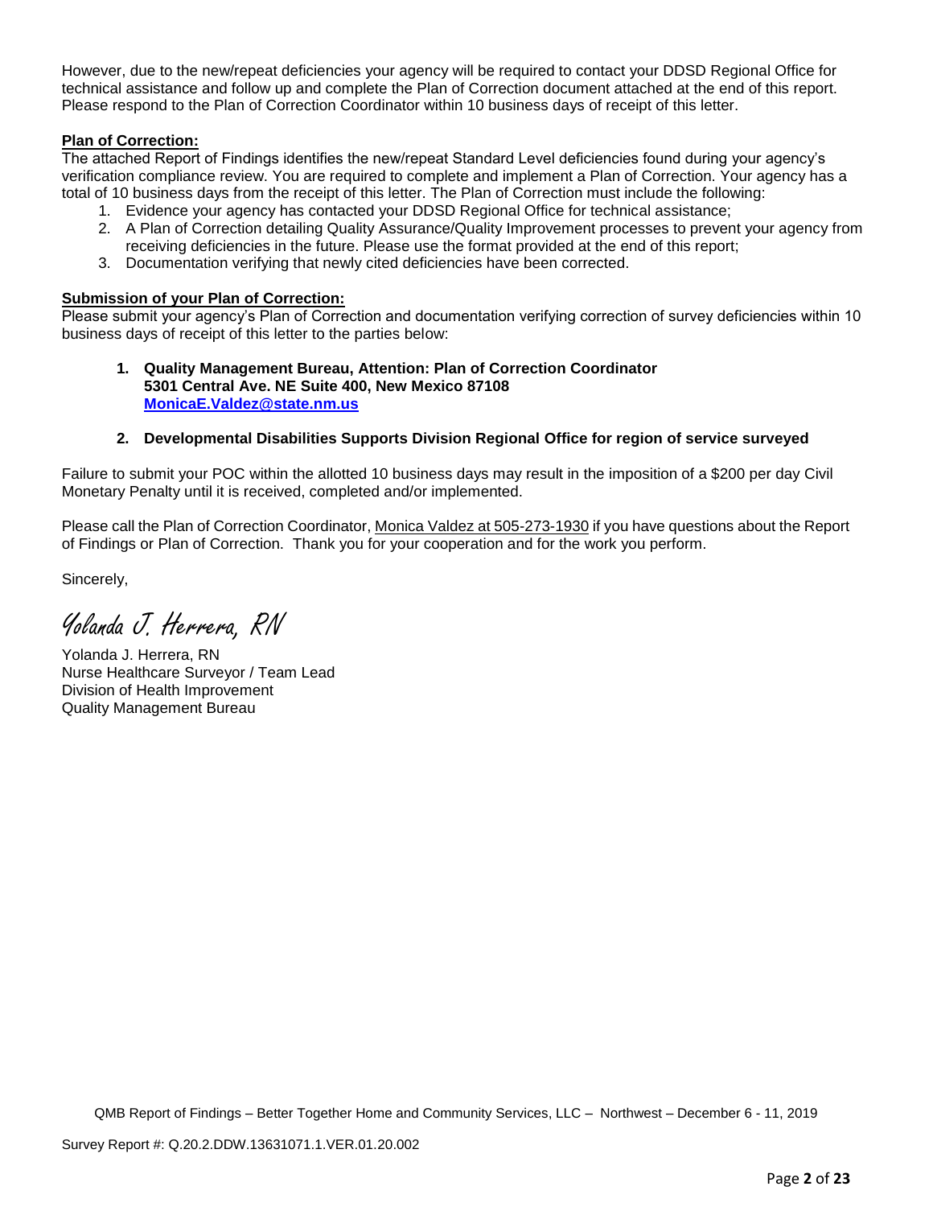However, due to the new/repeat deficiencies your agency will be required to contact your DDSD Regional Office for technical assistance and follow up and complete the Plan of Correction document attached at the end of this report. Please respond to the Plan of Correction Coordinator within 10 business days of receipt of this letter.

**Plan of Correction:**

The attached Report of Findings identifies the new/repeat Standard Level deficiencies found during your agency's verification compliance review. You are required to complete and implement a Plan of Correction. Your agency has a total of 10 business days from the receipt of this letter. The Plan of Correction must include the following:

1. Evidence your agency has contacted your DDSD Regional Office for technical assistance;
2. A Plan of Correction detailing Quality Assurance/Quality Improvement processes to prevent your agency from receiving deficiencies in the future. Please use the format provided at the end of this report;
3. Documentation verifying that newly cited deficiencies have been corrected.

**Submission of your Plan of Correction:**

Please submit your agency's Plan of Correction and documentation verifying correction of survey deficiencies within 10 business days of receipt of this letter to the parties below:

1. **Quality Management Bureau, Attention: Plan of Correction Coordinator**
   **5301 Central Ave. NE Suite 400, New Mexico 87108**
   **MonicaE.Valdez@state.nm.us**

2. **Developmental Disabilities Supports Division Regional Office for region of service surveyed**

Failure to submit your POC within the allotted 10 business days may result in the imposition of a $200 per day Civil Monetary Penalty until it is received, completed and/or implemented.

Please call the Plan of Correction Coordinator, Monica Valdez at 505-273-1930 if you have questions about the Report of Findings or Plan of Correction. Thank you for your cooperation and for the work you perform.

Sincerely,

*Yolanda J. Herrera, RN*

Yolanda J. Herrera, RN
Nurse Healthcare Surveyor / Team Lead
Division of Health Improvement
Quality Management Bureau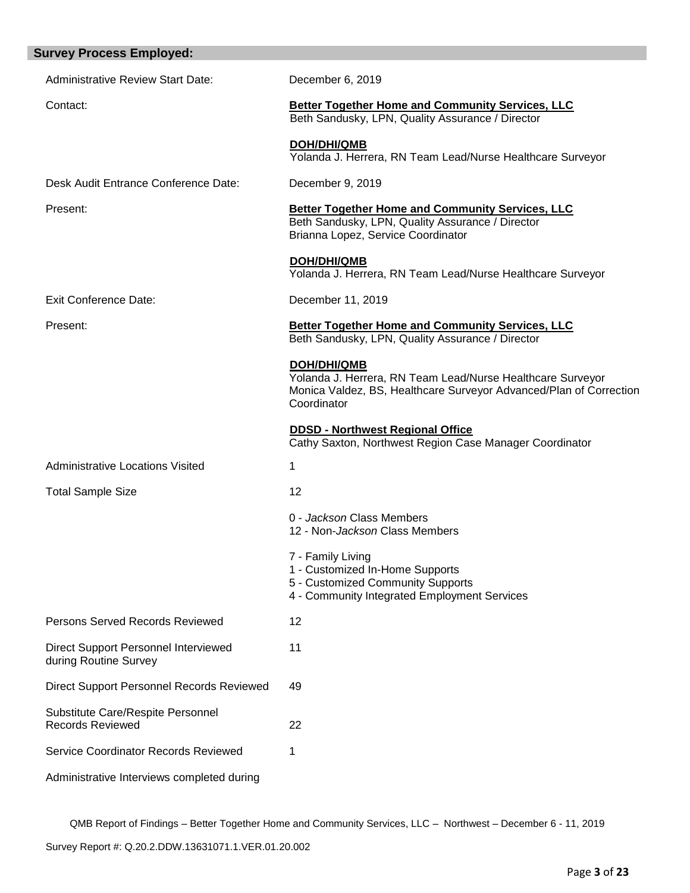## Survey Process Employed:

| | |
|---|---|
| Administrative Review Start Date: | December 6, 2019 |
| Contact: | **Better Together Home and Community Services, LLC**<br>Beth Sandusky, LPN, Quality Assurance / Director<br><br>**DOH/DHI/QMB**<br>Yolanda J. Herrera, RN Team Lead/Nurse Healthcare Surveyor |
| Desk Audit Entrance Conference Date: | December 9, 2019 |
| Present: | **Better Together Home and Community Services, LLC**<br>Beth Sandusky, LPN, Quality Assurance / Director<br>Brianna Lopez, Service Coordinator<br><br>**DOH/DHI/QMB**<br>Yolanda J. Herrera, RN Team Lead/Nurse Healthcare Surveyor |
| Exit Conference Date: | December 11, 2019 |
| Present: | **Better Together Home and Community Services, LLC**<br>Beth Sandusky, LPN, Quality Assurance / Director<br><br>**DOH/DHI/QMB**<br>Yolanda J. Herrera, RN Team Lead/Nurse Healthcare Surveyor<br>Monica Valdez, BS, Healthcare Surveyor Advanced/Plan of Correction Coordinator<br><br>**DDSD - Northwest Regional Office**<br>Cathy Saxton, Northwest Region Case Manager Coordinator |
| Administrative Locations Visited | 1 |
| Total Sample Size | 12<br><br>0 - *Jackson* Class Members<br>12 - Non-*Jackson* Class Members<br><br>7 - Family Living<br>1 - Customized In-Home Supports<br>5 - Customized Community Supports<br>4 - Community Integrated Employment Services |
| Persons Served Records Reviewed | 12 |
| Direct Support Personnel Interviewed during Routine Survey | 11 |
| Direct Support Personnel Records Reviewed | 49 |
| Substitute Care/Respite Personnel Records Reviewed | 22 |
| Service Coordinator Records Reviewed | 1 |

Administrative Interviews completed during

QMB Report of Findings – Better Together Home and Community Services, LLC – Northwest – December 6 - 11, 2019

Survey Report #: Q.20.2.DDW.13631071.1.VER.01.20.002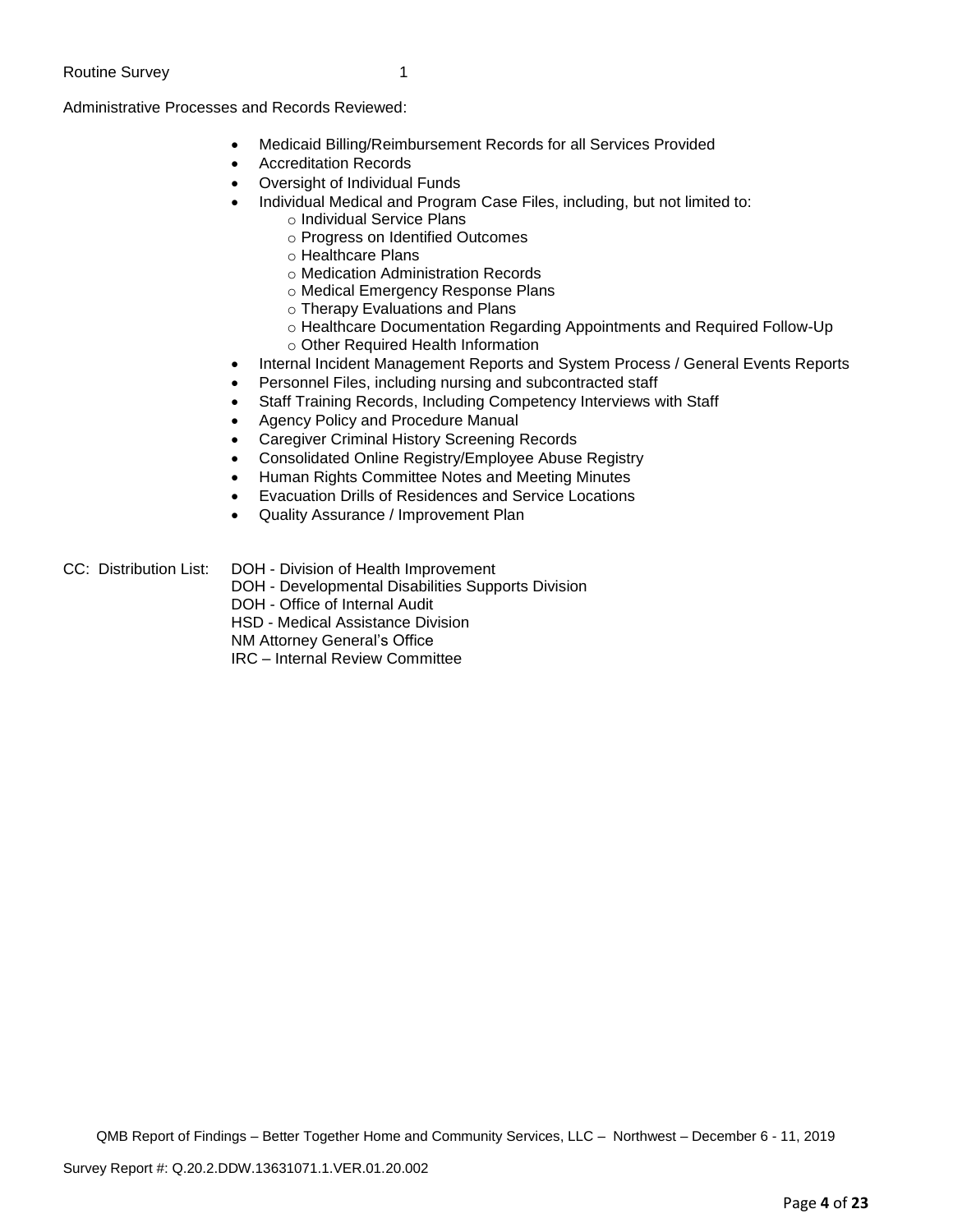Routine Survey 1

Administrative Processes and Records Reviewed:

- Medicaid Billing/Reimbursement Records for all Services Provided
- Accreditation Records
- Oversight of Individual Funds
- Individual Medical and Program Case Files, including, but not limited to:
    - Individual Service Plans
    - Progress on Identified Outcomes
    - Healthcare Plans
    - Medication Administration Records
    - Medical Emergency Response Plans
    - Therapy Evaluations and Plans
    - Healthcare Documentation Regarding Appointments and Required Follow-Up
    - Other Required Health Information
- Internal Incident Management Reports and System Process / General Events Reports
- Personnel Files, including nursing and subcontracted staff
- Staff Training Records, Including Competency Interviews with Staff
- Agency Policy and Procedure Manual
- Caregiver Criminal History Screening Records
- Consolidated Online Registry/Employee Abuse Registry
- Human Rights Committee Notes and Meeting Minutes
- Evacuation Drills of Residences and Service Locations
- Quality Assurance / Improvement Plan

CC: Distribution List:
DOH - Division of Health Improvement
DOH - Developmental Disabilities Supports Division
DOH - Office of Internal Audit
HSD - Medical Assistance Division
NM Attorney General's Office
IRC – Internal Review Committee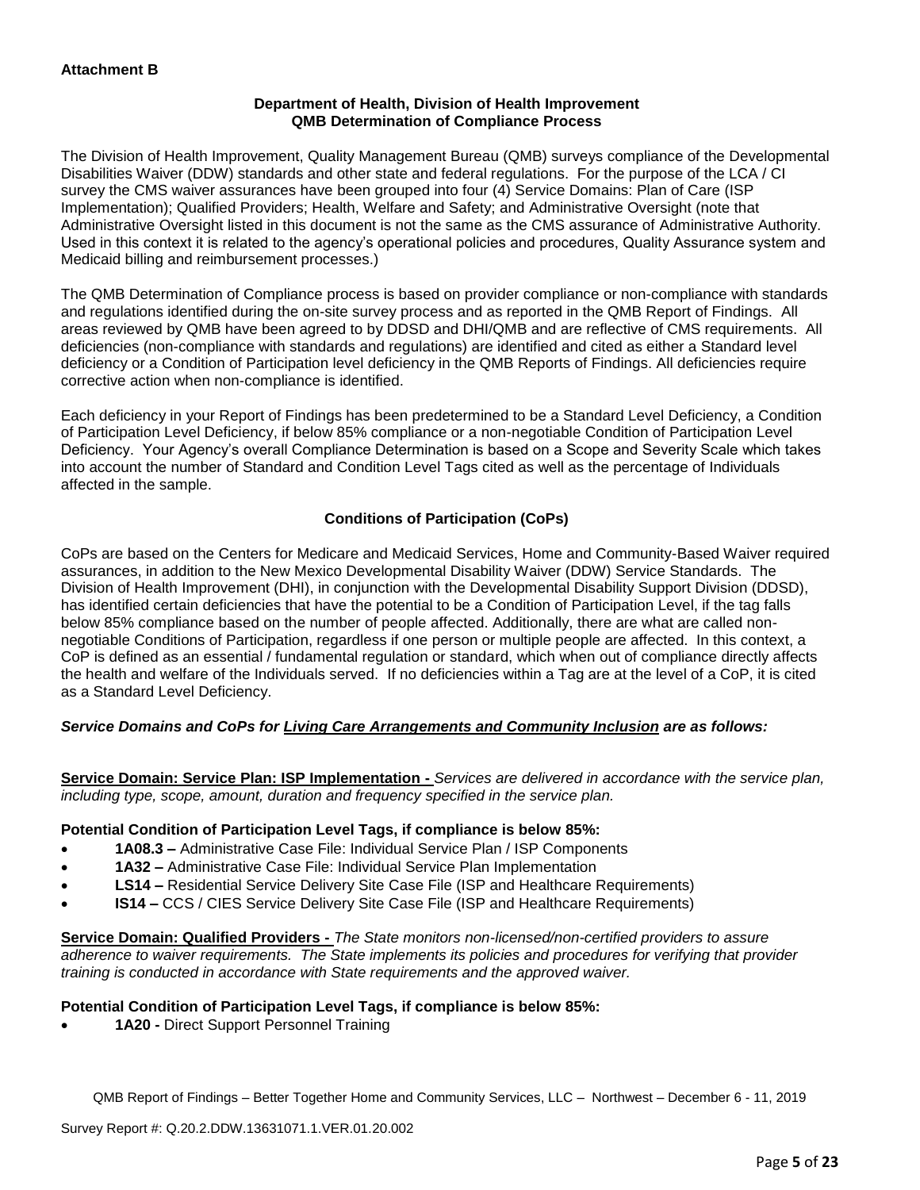**Attachment B**

**Department of Health, Division of Health Improvement**
**QMB Determination of Compliance Process**

The Division of Health Improvement, Quality Management Bureau (QMB) surveys compliance of the Developmental Disabilities Waiver (DDW) standards and other state and federal regulations. For the purpose of the LCA / CI survey the CMS waiver assurances have been grouped into four (4) Service Domains: Plan of Care (ISP Implementation); Qualified Providers; Health, Welfare and Safety; and Administrative Oversight (note that Administrative Oversight listed in this document is not the same as the CMS assurance of Administrative Authority. Used in this context it is related to the agency's operational policies and procedures, Quality Assurance system and Medicaid billing and reimbursement processes.)

The QMB Determination of Compliance process is based on provider compliance or non-compliance with standards and regulations identified during the on-site survey process and as reported in the QMB Report of Findings. All areas reviewed by QMB have been agreed to by DDSD and DHI/QMB and are reflective of CMS requirements. All deficiencies (non-compliance with standards and regulations) are identified and cited as either a Standard level deficiency or a Condition of Participation level deficiency in the QMB Reports of Findings. All deficiencies require corrective action when non-compliance is identified.

Each deficiency in your Report of Findings has been predetermined to be a Standard Level Deficiency, a Condition of Participation Level Deficiency, if below 85% compliance or a non-negotiable Condition of Participation Level Deficiency. Your Agency's overall Compliance Determination is based on a Scope and Severity Scale which takes into account the number of Standard and Condition Level Tags cited as well as the percentage of Individuals affected in the sample.

**Conditions of Participation (CoPs)**

CoPs are based on the Centers for Medicare and Medicaid Services, Home and Community-Based Waiver required assurances, in addition to the New Mexico Developmental Disability Waiver (DDW) Service Standards. The Division of Health Improvement (DHI), in conjunction with the Developmental Disability Support Division (DDSD), has identified certain deficiencies that have the potential to be a Condition of Participation Level, if the tag falls below 85% compliance based on the number of people affected. Additionally, there are what are called non-negotiable Conditions of Participation, regardless if one person or multiple people are affected. In this context, a CoP is defined as an essential / fundamental regulation or standard, which when out of compliance directly affects the health and welfare of the Individuals served. If no deficiencies within a Tag are at the level of a CoP, it is cited as a Standard Level Deficiency.

***Service Domains and CoPs for Living Care Arrangements and Community Inclusion are as follows:***

**Service Domain: Service Plan: ISP Implementation -** *Services are delivered in accordance with the service plan, including type, scope, amount, duration and frequency specified in the service plan.*

**Potential Condition of Participation Level Tags, if compliance is below 85%:**

- **1A08.3 –** Administrative Case File: Individual Service Plan / ISP Components
- **1A32 –** Administrative Case File: Individual Service Plan Implementation
- **LS14 –** Residential Service Delivery Site Case File (ISP and Healthcare Requirements)
- **IS14 –** CCS / CIES Service Delivery Site Case File (ISP and Healthcare Requirements)

**Service Domain: Qualified Providers -** *The State monitors non-licensed/non-certified providers to assure adherence to waiver requirements. The State implements its policies and procedures for verifying that provider training is conducted in accordance with State requirements and the approved waiver.*

**Potential Condition of Participation Level Tags, if compliance is below 85%:**

- **1A20 -** Direct Support Personnel Training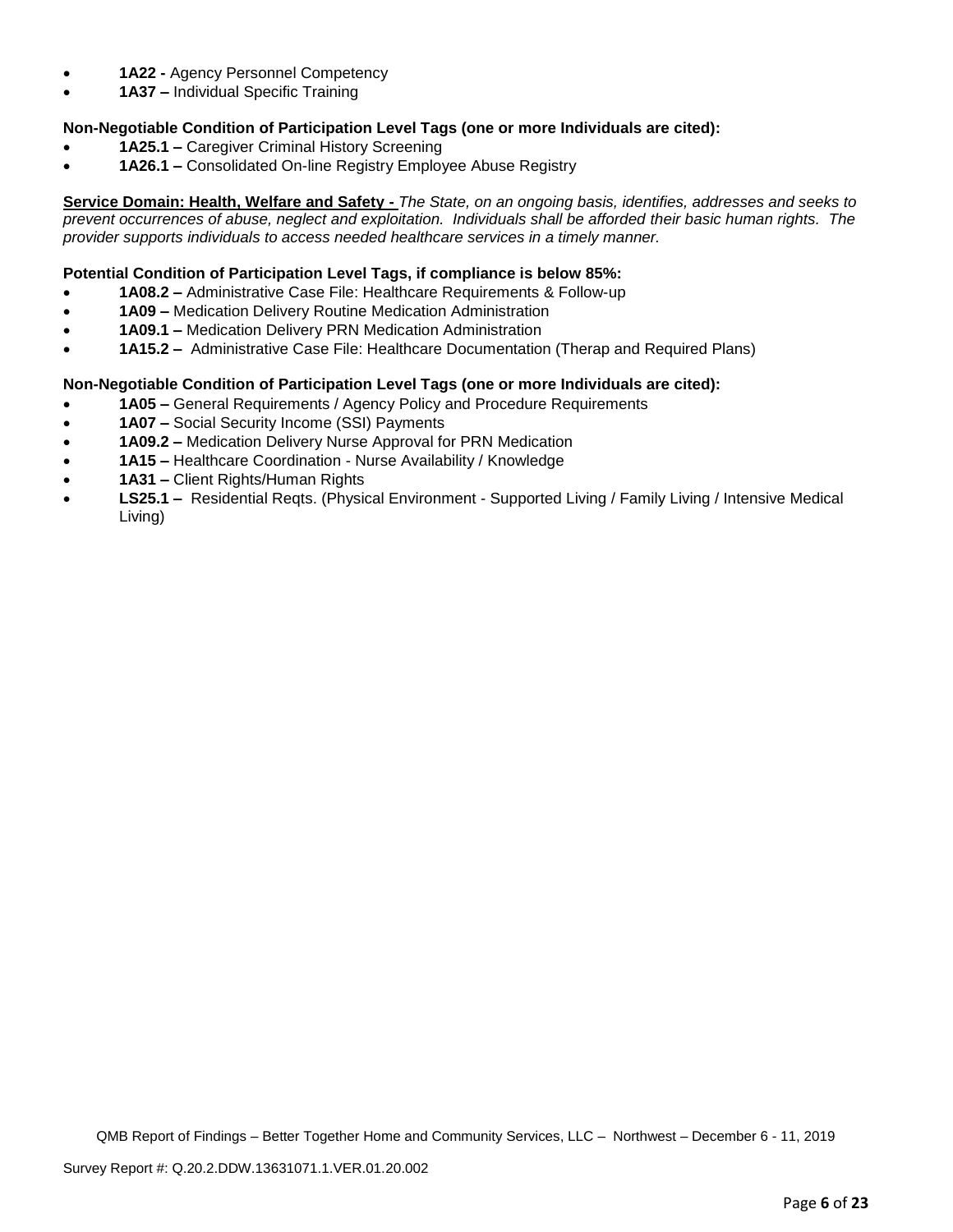- **1A22 -** Agency Personnel Competency
- **1A37 –** Individual Specific Training

**Non-Negotiable Condition of Participation Level Tags (one or more Individuals are cited):**

- **1A25.1 –** Caregiver Criminal History Screening
- **1A26.1 –** Consolidated On-line Registry Employee Abuse Registry

**Service Domain: Health, Welfare and Safety -** *The State, on an ongoing basis, identifies, addresses and seeks to prevent occurrences of abuse, neglect and exploitation. Individuals shall be afforded their basic human rights. The provider supports individuals to access needed healthcare services in a timely manner.*

**Potential Condition of Participation Level Tags, if compliance is below 85%:**

- **1A08.2 –** Administrative Case File: Healthcare Requirements & Follow-up
- **1A09 –** Medication Delivery Routine Medication Administration
- **1A09.1 –** Medication Delivery PRN Medication Administration
- **1A15.2 –** Administrative Case File: Healthcare Documentation (Therap and Required Plans)

**Non-Negotiable Condition of Participation Level Tags (one or more Individuals are cited):**

- **1A05 –** General Requirements / Agency Policy and Procedure Requirements
- **1A07 –** Social Security Income (SSI) Payments
- **1A09.2 –** Medication Delivery Nurse Approval for PRN Medication
- **1A15 –** Healthcare Coordination - Nurse Availability / Knowledge
- **1A31 –** Client Rights/Human Rights
- **LS25.1 –** Residential Reqts. (Physical Environment - Supported Living / Family Living / Intensive Medical Living)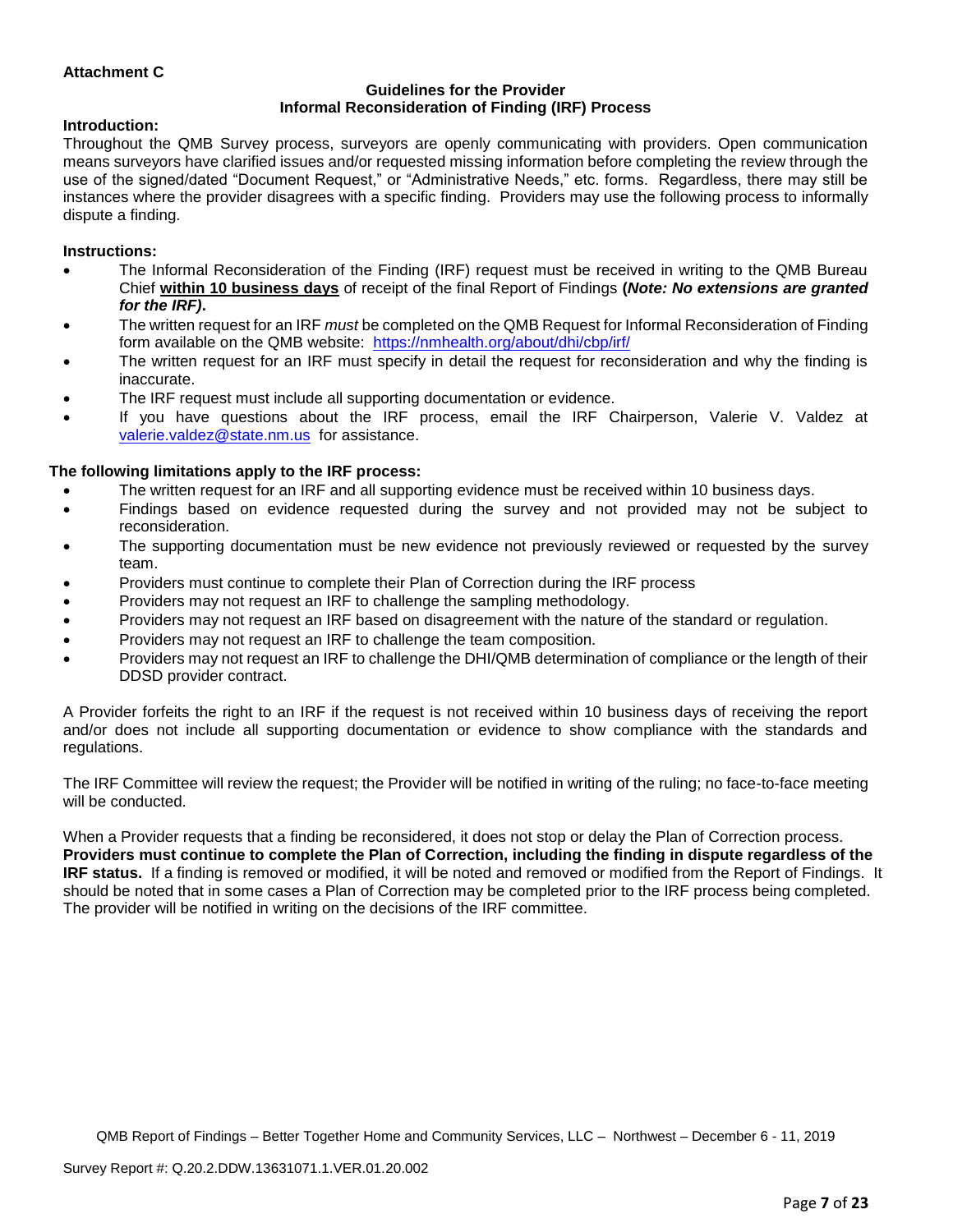**Attachment C**

**Guidelines for the Provider**
**Informal Reconsideration of Finding (IRF) Process**

**Introduction:**
Throughout the QMB Survey process, surveyors are openly communicating with providers. Open communication means surveyors have clarified issues and/or requested missing information before completing the review through the use of the signed/dated "Document Request," or "Administrative Needs," etc. forms. Regardless, there may still be instances where the provider disagrees with a specific finding. Providers may use the following process to informally dispute a finding.

**Instructions:**

- The Informal Reconsideration of the Finding (IRF) request must be received in writing to the QMB Bureau Chief **within 10 business days** of receipt of the final Report of Findings **(*Note: No extensions are granted for the IRF)*.**
- The written request for an IRF *must* be completed on the QMB Request for Informal Reconsideration of Finding form available on the QMB website: https://nmhealth.org/about/dhi/cbp/irf/
- The written request for an IRF must specify in detail the request for reconsideration and why the finding is inaccurate.
- The IRF request must include all supporting documentation or evidence.
- If you have questions about the IRF process, email the IRF Chairperson, Valerie V. Valdez at valerie.valdez@state.nm.us for assistance.

**The following limitations apply to the IRF process:**

- The written request for an IRF and all supporting evidence must be received within 10 business days.
- Findings based on evidence requested during the survey and not provided may not be subject to reconsideration.
- The supporting documentation must be new evidence not previously reviewed or requested by the survey team.
- Providers must continue to complete their Plan of Correction during the IRF process
- Providers may not request an IRF to challenge the sampling methodology.
- Providers may not request an IRF based on disagreement with the nature of the standard or regulation.
- Providers may not request an IRF to challenge the team composition.
- Providers may not request an IRF to challenge the DHI/QMB determination of compliance or the length of their DDSD provider contract.

A Provider forfeits the right to an IRF if the request is not received within 10 business days of receiving the report and/or does not include all supporting documentation or evidence to show compliance with the standards and regulations.

The IRF Committee will review the request; the Provider will be notified in writing of the ruling; no face-to-face meeting will be conducted.

When a Provider requests that a finding be reconsidered, it does not stop or delay the Plan of Correction process. **Providers must continue to complete the Plan of Correction, including the finding in dispute regardless of the IRF status.** If a finding is removed or modified, it will be noted and removed or modified from the Report of Findings. It should be noted that in some cases a Plan of Correction may be completed prior to the IRF process being completed. The provider will be notified in writing on the decisions of the IRF committee.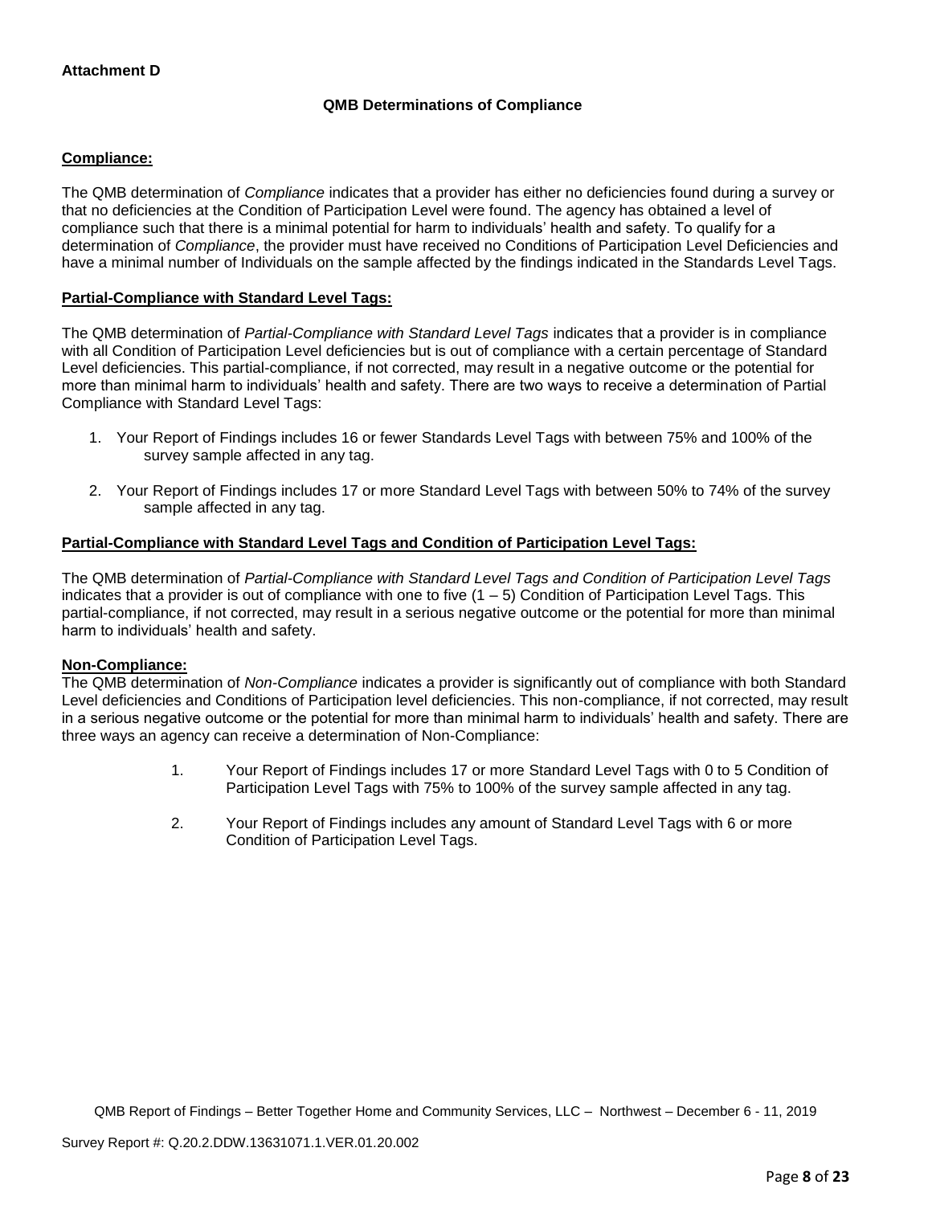**Attachment D**

**QMB Determinations of Compliance**

**Compliance:**

The QMB determination of *Compliance* indicates that a provider has either no deficiencies found during a survey or that no deficiencies at the Condition of Participation Level were found. The agency has obtained a level of compliance such that there is a minimal potential for harm to individuals' health and safety. To qualify for a determination of *Compliance*, the provider must have received no Conditions of Participation Level Deficiencies and have a minimal number of Individuals on the sample affected by the findings indicated in the Standards Level Tags.

**Partial-Compliance with Standard Level Tags:**

The QMB determination of *Partial-Compliance with Standard Level Tags* indicates that a provider is in compliance with all Condition of Participation Level deficiencies but is out of compliance with a certain percentage of Standard Level deficiencies. This partial-compliance, if not corrected, may result in a negative outcome or the potential for more than minimal harm to individuals' health and safety. There are two ways to receive a determination of Partial Compliance with Standard Level Tags:

1. Your Report of Findings includes 16 or fewer Standards Level Tags with between 75% and 100% of the survey sample affected in any tag.

2. Your Report of Findings includes 17 or more Standard Level Tags with between 50% to 74% of the survey sample affected in any tag.

**Partial-Compliance with Standard Level Tags and Condition of Participation Level Tags:**

The QMB determination of *Partial-Compliance with Standard Level Tags and Condition of Participation Level Tags* indicates that a provider is out of compliance with one to five (1 – 5) Condition of Participation Level Tags. This partial-compliance, if not corrected, may result in a serious negative outcome or the potential for more than minimal harm to individuals' health and safety.

**Non-Compliance:**

The QMB determination of *Non-Compliance* indicates a provider is significantly out of compliance with both Standard Level deficiencies and Conditions of Participation level deficiencies. This non-compliance, if not corrected, may result in a serious negative outcome or the potential for more than minimal harm to individuals' health and safety. There are three ways an agency can receive a determination of Non-Compliance:

1. Your Report of Findings includes 17 or more Standard Level Tags with 0 to 5 Condition of Participation Level Tags with 75% to 100% of the survey sample affected in any tag.

2. Your Report of Findings includes any amount of Standard Level Tags with 6 or more Condition of Participation Level Tags.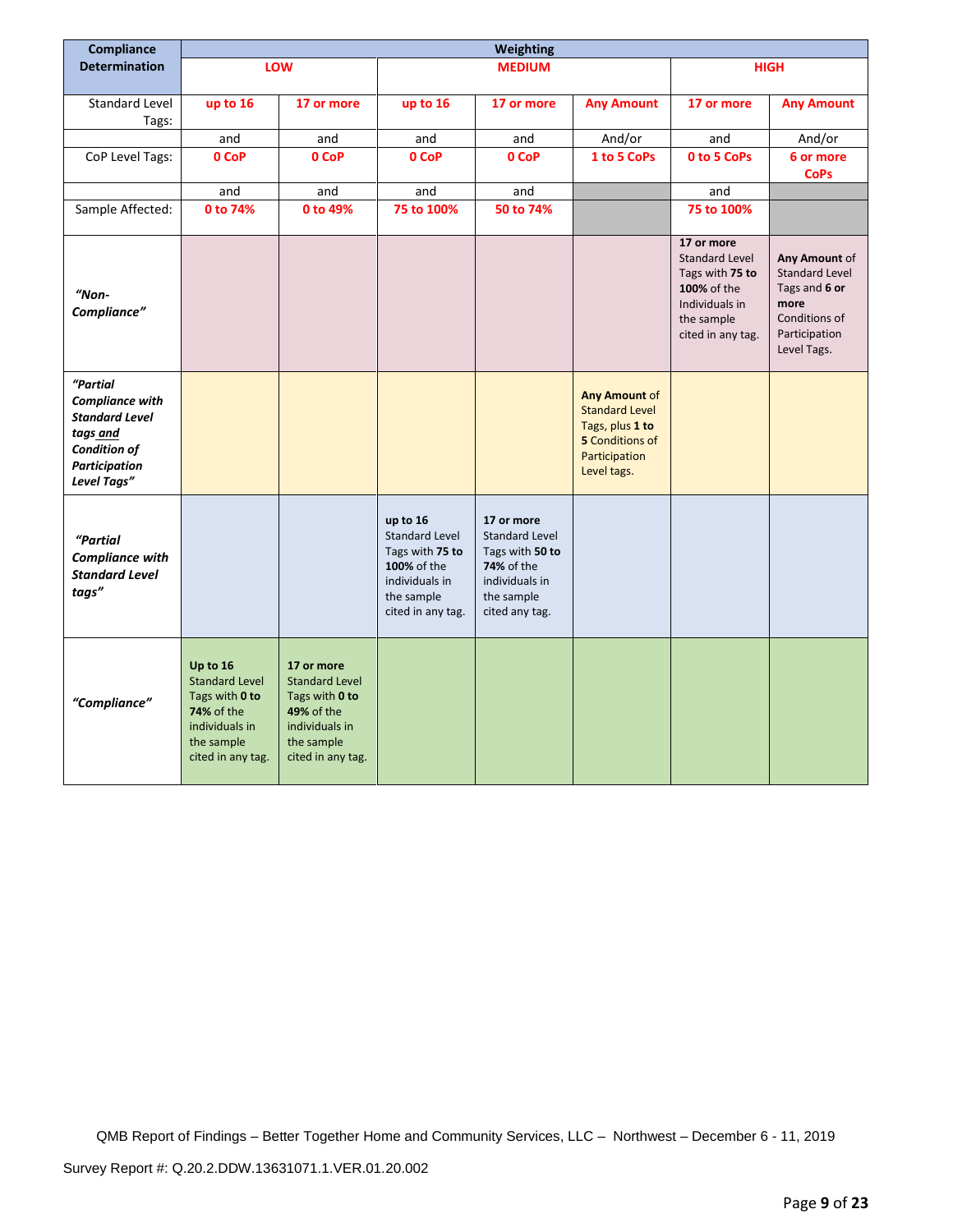| Compliance Determination | Weighting | | | | | | |
|---|---|---|---|---|---|---|---|
| | LOW | | MEDIUM | | | HIGH | |
| Standard Level Tags: | up to 16 | 17 or more | up to 16 | 17 or more | Any Amount | 17 or more | Any Amount |
| | and | and | and | and | And/or | and | And/or |
| CoP Level Tags: | 0 CoP | 0 CoP | 0 CoP | 0 CoP | 1 to 5 CoPs | 0 to 5 CoPs | 6 or more CoPs |
| | and | and | and | and | | and | |
| Sample Affected: | 0 to 74% | 0 to 49% | 75 to 100% | 50 to 74% | | 75 to 100% | |
| ***"Non-Compliance"*** | | | | | | **17 or more** Standard Level Tags with **75 to 100%** of the Individuals in the sample cited in any tag. | **Any Amount** of Standard Level Tags and **6 or more** Conditions of Participation Level Tags. |
| ***"Partial Compliance with Standard Level tags and Condition of Participation Level Tags"*** | | | | | **Any Amount** of Standard Level Tags, plus **1 to 5** Conditions of Participation Level tags. | | |
| ***"Partial Compliance with Standard Level tags"*** | | | **up to 16** Standard Level Tags with **75 to 100%** of the individuals in the sample cited in any tag. | **17 or more** Standard Level Tags with **50 to 74%** of the individuals in the sample cited any tag. | | | |
| ***"Compliance"*** | **Up to 16** Standard Level Tags with **0 to 74%** of the individuals in the sample cited in any tag. | **17 or more** Standard Level Tags with **0 to 49%** of the individuals in the sample cited in any tag. | | | | | |

QMB Report of Findings – Better Together Home and Community Services, LLC – Northwest – December 6 - 11, 2019

Survey Report #: Q.20.2.DDW.13631071.1.VER.01.20.002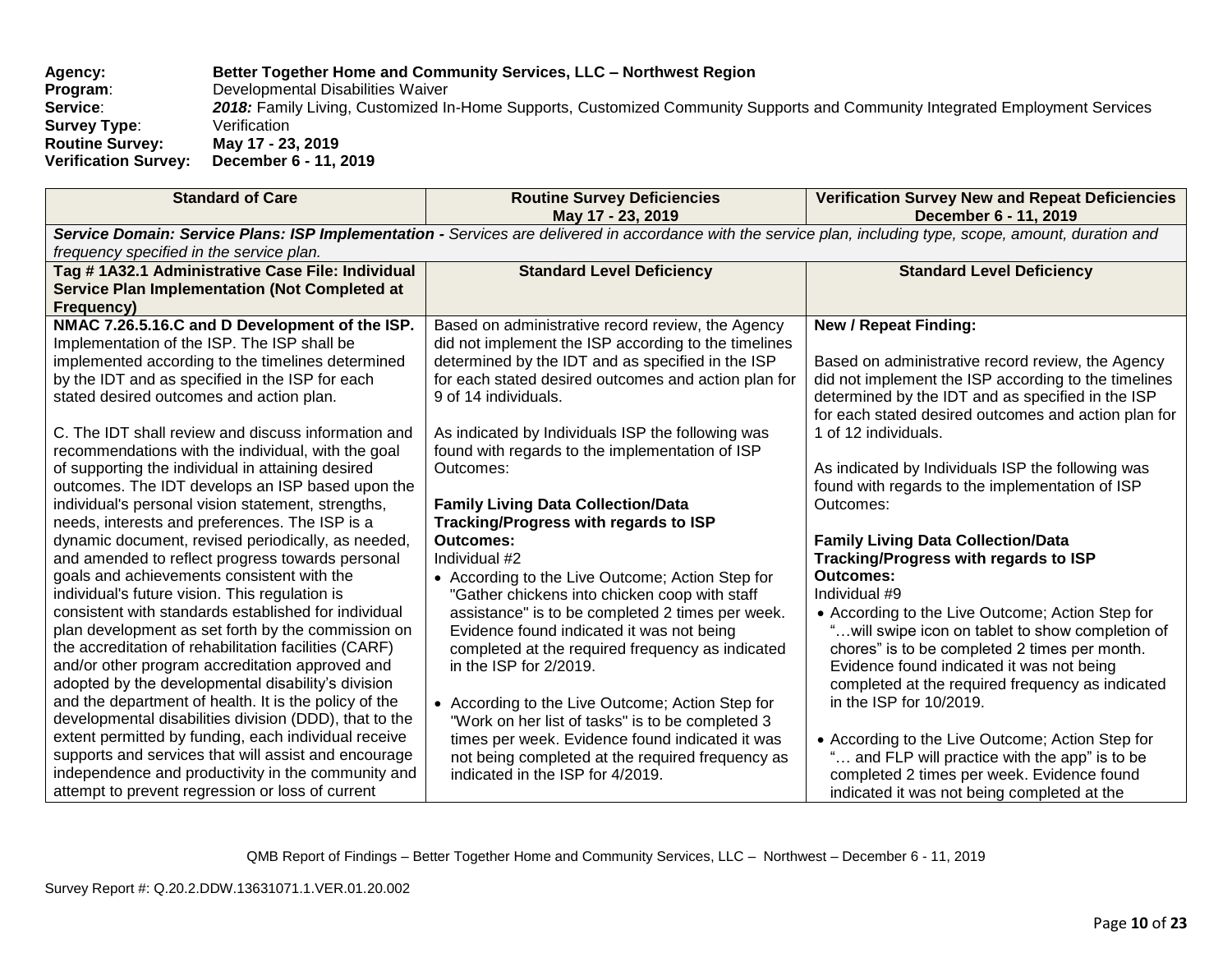**Agency:** Better Together Home and Community Services, LLC – Northwest Region
**Program**: Developmental Disabilities Waiver
**Service**: *2018:* Family Living, Customized In-Home Supports, Customized Community Supports and Community Integrated Employment Services
**Survey Type**: Verification
**Routine Survey:** May 17 - 23, 2019
**Verification Survey:** December 6 - 11, 2019

| Standard of Care | Routine Survey Deficiencies May 17 - 23, 2019 | Verification Survey New and Repeat Deficiencies December 6 - 11, 2019 |
|---|---|---|
| ***Service Domain: Service Plans: ISP Implementation -*** *Services are delivered in accordance with the service plan, including type, scope, amount, duration and frequency specified in the service plan.* | | |
| **Tag # 1A32.1 Administrative Case File: Individual Service Plan Implementation (Not Completed at Frequency)** | **Standard Level Deficiency** | **Standard Level Deficiency** |
| **NMAC 7.26.5.16.C and D Development of the ISP.** Implementation of the ISP. The ISP shall be implemented according to the timelines determined by the IDT and as specified in the ISP for each stated desired outcomes and action plan.<br><br>C. The IDT shall review and discuss information and recommendations with the individual, with the goal of supporting the individual in attaining desired outcomes. The IDT develops an ISP based upon the individual's personal vision statement, strengths, needs, interests and preferences. The ISP is a dynamic document, revised periodically, as needed, and amended to reflect progress towards personal goals and achievements consistent with the individual's future vision. This regulation is consistent with standards established for individual plan development as set forth by the commission on the accreditation of rehabilitation facilities (CARF) and/or other program accreditation approved and adopted by the developmental disability's division and the department of health. It is the policy of the developmental disabilities division (DDD), that to the extent permitted by funding, each individual receive supports and services that will assist and encourage independence and productivity in the community and attempt to prevent regression or loss of current | Based on administrative record review, the Agency did not implement the ISP according to the timelines determined by the IDT and as specified in the ISP for each stated desired outcomes and action plan for 9 of 14 individuals.<br><br>As indicated by Individuals ISP the following was found with regards to the implementation of ISP Outcomes:<br><br>**Family Living Data Collection/Data Tracking/Progress with regards to ISP Outcomes:**<br>Individual #2<br>• According to the Live Outcome; Action Step for "Gather chickens into chicken coop with staff assistance" is to be completed 2 times per week. Evidence found indicated it was not being completed at the required frequency as indicated in the ISP for 2/2019.<br><br>• According to the Live Outcome; Action Step for "Work on her list of tasks" is to be completed 3 times per week. Evidence found indicated it was not being completed at the required frequency as indicated in the ISP for 4/2019. | **New / Repeat Finding:**<br><br>Based on administrative record review, the Agency did not implement the ISP according to the timelines determined by the IDT and as specified in the ISP for each stated desired outcomes and action plan for 1 of 12 individuals.<br><br>As indicated by Individuals ISP the following was found with regards to the implementation of ISP Outcomes:<br><br>**Family Living Data Collection/Data Tracking/Progress with regards to ISP Outcomes:**<br>Individual #9<br>• According to the Live Outcome; Action Step for "…will swipe icon on tablet to show completion of chores" is to be completed 2 times per month. Evidence found indicated it was not being completed at the required frequency as indicated in the ISP for 10/2019.<br><br>• According to the Live Outcome; Action Step for "… and FLP will practice with the app" is to be completed 2 times per week. Evidence found indicated it was not being completed at the |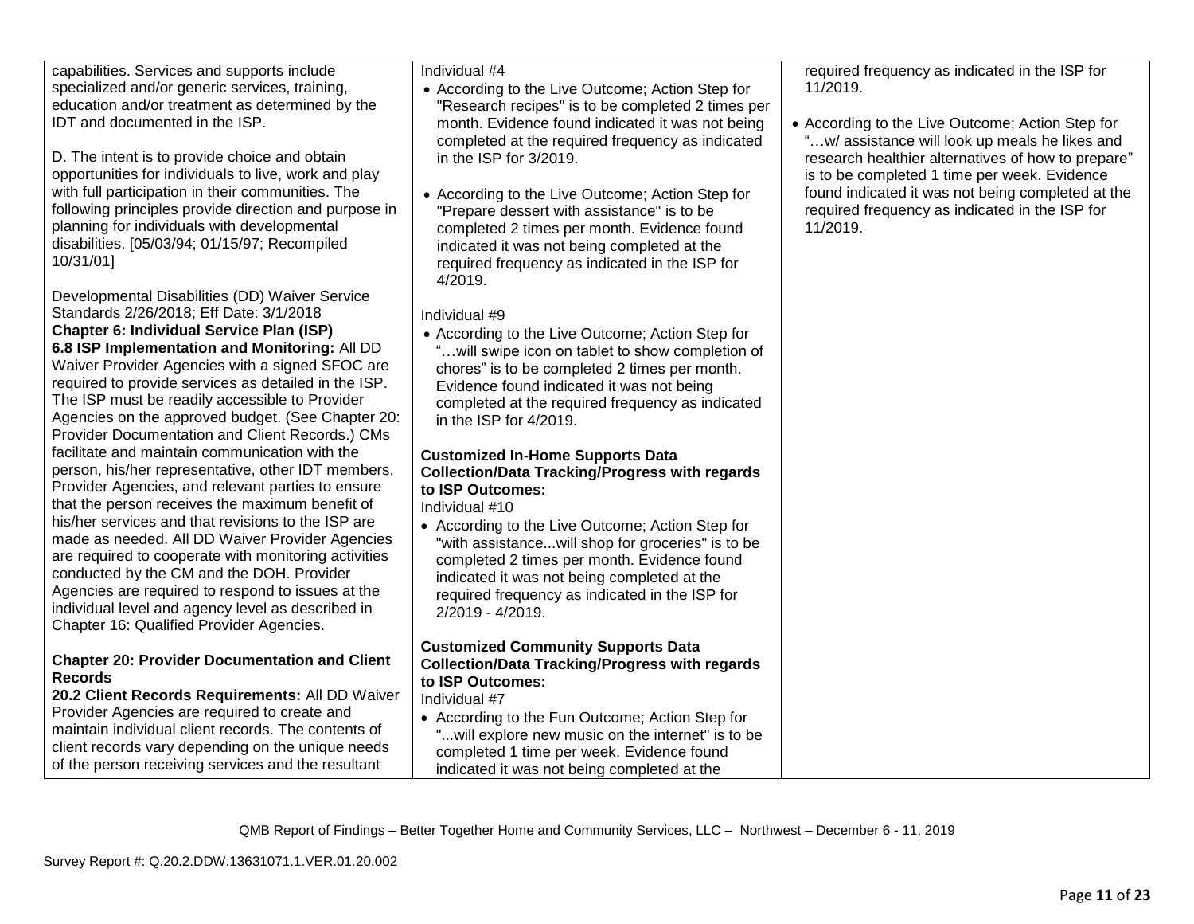| | | |
|---|---|---|
| capabilities. Services and supports include specialized and/or generic services, training, education and/or treatment as determined by the IDT and documented in the ISP.<br><br>D. The intent is to provide choice and obtain opportunities for individuals to live, work and play with full participation in their communities. The following principles provide direction and purpose in planning for individuals with developmental disabilities. [05/03/94; 01/15/97; Recompiled 10/31/01]<br><br>Developmental Disabilities (DD) Waiver Service Standards 2/26/2018; Eff Date: 3/1/2018<br>**Chapter 6: Individual Service Plan (ISP)**<br>**6.8 ISP Implementation and Monitoring:** All DD Waiver Provider Agencies with a signed SFOC are required to provide services as detailed in the ISP. The ISP must be readily accessible to Provider Agencies on the approved budget. (See Chapter 20: Provider Documentation and Client Records.) CMs facilitate and maintain communication with the person, his/her representative, other IDT members, Provider Agencies, and relevant parties to ensure that the person receives the maximum benefit of his/her services and that revisions to the ISP are made as needed. All DD Waiver Provider Agencies are required to cooperate with monitoring activities conducted by the CM and the DOH. Provider Agencies are required to respond to issues at the individual level and agency level as described in Chapter 16: Qualified Provider Agencies.<br><br>**Chapter 20: Provider Documentation and Client Records**<br>**20.2 Client Records Requirements:** All DD Waiver Provider Agencies are required to create and maintain individual client records. The contents of client records vary depending on the unique needs of the person receiving services and the resultant | Individual #4<br>• According to the Live Outcome; Action Step for "Research recipes" is to be completed 2 times per month. Evidence found indicated it was not being completed at the required frequency as indicated in the ISP for 3/2019.<br><br>• According to the Live Outcome; Action Step for "Prepare dessert with assistance" is to be completed 2 times per month. Evidence found indicated it was not being completed at the required frequency as indicated in the ISP for 4/2019.<br><br>Individual #9<br>• According to the Live Outcome; Action Step for "…will swipe icon on tablet to show completion of chores" is to be completed 2 times per month. Evidence found indicated it was not being completed at the required frequency as indicated in the ISP for 4/2019.<br><br>**Customized In-Home Supports Data Collection/Data Tracking/Progress with regards to ISP Outcomes:**<br>Individual #10<br>• According to the Live Outcome; Action Step for "with assistance...will shop for groceries" is to be completed 2 times per month. Evidence found indicated it was not being completed at the required frequency as indicated in the ISP for 2/2019 - 4/2019.<br><br>**Customized Community Supports Data Collection/Data Tracking/Progress with regards to ISP Outcomes:**<br>Individual #7<br>• According to the Fun Outcome; Action Step for "...will explore new music on the internet" is to be completed 1 time per week. Evidence found indicated it was not being completed at the | required frequency as indicated in the ISP for 11/2019.<br><br>• According to the Live Outcome; Action Step for "…w/ assistance will look up meals he likes and research healthier alternatives of how to prepare" is to be completed 1 time per week. Evidence found indicated it was not being completed at the required frequency as indicated in the ISP for 11/2019. |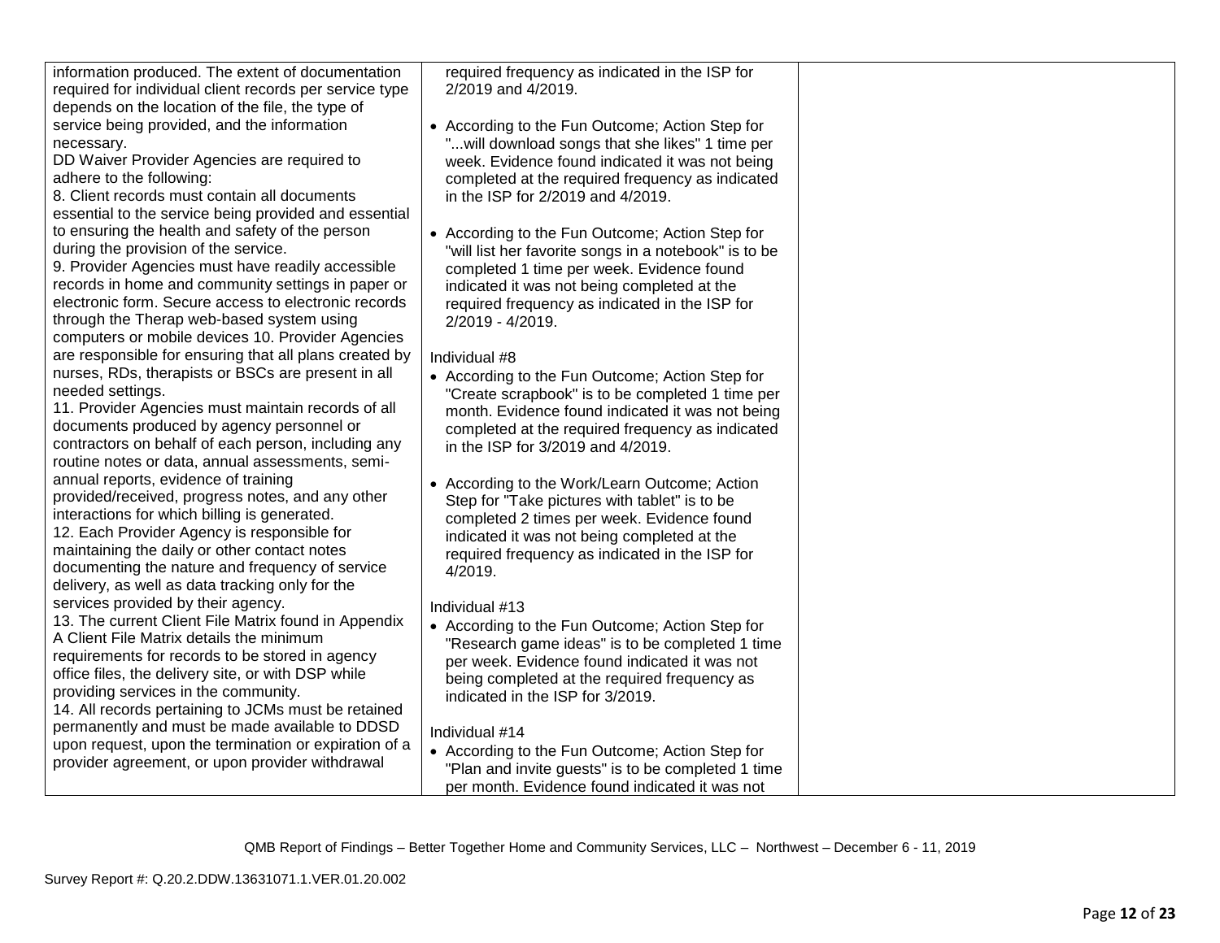| | | |
|---|---|---|
| information produced. The extent of documentation required for individual client records per service type depends on the location of the file, the type of service being provided, and the information necessary.<br>DD Waiver Provider Agencies are required to adhere to the following:<br>8. Client records must contain all documents essential to the service being provided and essential to ensuring the health and safety of the person during the provision of the service.<br>9. Provider Agencies must have readily accessible records in home and community settings in paper or electronic form. Secure access to electronic records through the Therap web-based system using computers or mobile devices 10. Provider Agencies are responsible for ensuring that all plans created by nurses, RDs, therapists or BSCs are present in all needed settings.<br>11. Provider Agencies must maintain records of all documents produced by agency personnel or contractors on behalf of each person, including any routine notes or data, annual assessments, semi-annual reports, evidence of training provided/received, progress notes, and any other interactions for which billing is generated.<br>12. Each Provider Agency is responsible for maintaining the daily or other contact notes documenting the nature and frequency of service delivery, as well as data tracking only for the services provided by their agency.<br>13. The current Client File Matrix found in Appendix A Client File Matrix details the minimum requirements for records to be stored in agency office files, the delivery site, or with DSP while providing services in the community.<br>14. All records pertaining to JCMs must be retained permanently and must be made available to DDSD upon request, upon the termination or expiration of a provider agreement, or upon provider withdrawal | required frequency as indicated in the ISP for 2/2019 and 4/2019.<br><br>• According to the Fun Outcome; Action Step for "...will download songs that she likes" 1 time per week. Evidence found indicated it was not being completed at the required frequency as indicated in the ISP for 2/2019 and 4/2019.<br><br>• According to the Fun Outcome; Action Step for "will list her favorite songs in a notebook" is to be completed 1 time per week. Evidence found indicated it was not being completed at the required frequency as indicated in the ISP for 2/2019 - 4/2019.<br><br>Individual #8<br>• According to the Fun Outcome; Action Step for "Create scrapbook" is to be completed 1 time per month. Evidence found indicated it was not being completed at the required frequency as indicated in the ISP for 3/2019 and 4/2019.<br><br>• According to the Work/Learn Outcome; Action Step for "Take pictures with tablet" is to be completed 2 times per week. Evidence found indicated it was not being completed at the required frequency as indicated in the ISP for 4/2019.<br><br>Individual #13<br>• According to the Fun Outcome; Action Step for "Research game ideas" is to be completed 1 time per week. Evidence found indicated it was not being completed at the required frequency as indicated in the ISP for 3/2019.<br><br>Individual #14<br>• According to the Fun Outcome; Action Step for "Plan and invite guests" is to be completed 1 time per month. Evidence found indicated it was not | |

QMB Report of Findings – Better Together Home and Community Services, LLC – Northwest – December 6 - 11, 2019

Survey Report #: Q.20.2.DDW.13631071.1.VER.01.20.002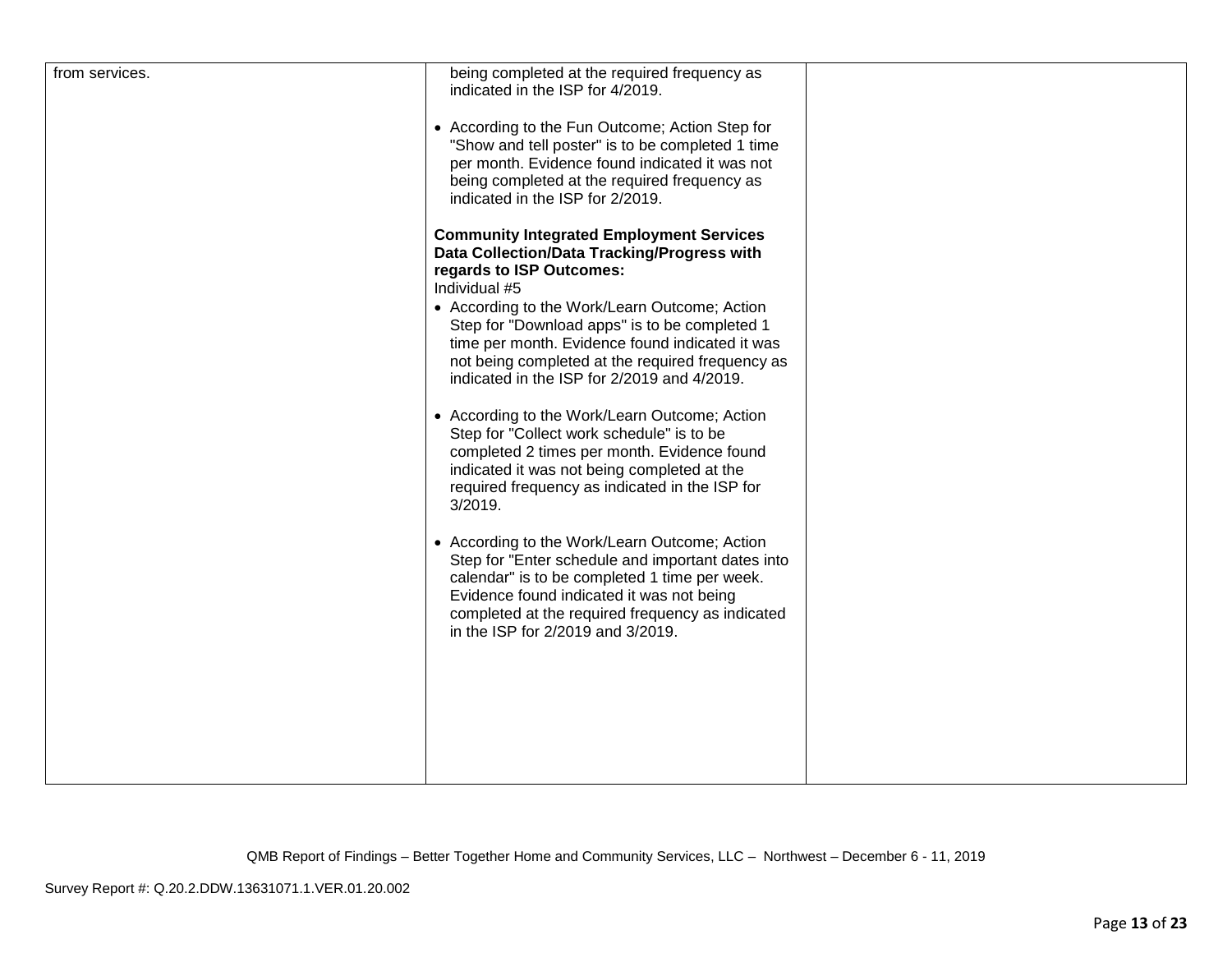| | | |
|---|---|---|
| from services. | being completed at the required frequency as indicated in the ISP for 4/2019.<br><br>• According to the Fun Outcome; Action Step for "Show and tell poster" is to be completed 1 time per month. Evidence found indicated it was not being completed at the required frequency as indicated in the ISP for 2/2019.<br><br>**Community Integrated Employment Services Data Collection/Data Tracking/Progress with regards to ISP Outcomes:**<br>Individual #5<br>• According to the Work/Learn Outcome; Action Step for "Download apps" is to be completed 1 time per month. Evidence found indicated it was not being completed at the required frequency as indicated in the ISP for 2/2019 and 4/2019.<br><br>• According to the Work/Learn Outcome; Action Step for "Collect work schedule" is to be completed 2 times per month. Evidence found indicated it was not being completed at the required frequency as indicated in the ISP for 3/2019.<br><br>• According to the Work/Learn Outcome; Action Step for "Enter schedule and important dates into calendar" is to be completed 1 time per week. Evidence found indicated it was not being completed at the required frequency as indicated in the ISP for 2/2019 and 3/2019. | |

QMB Report of Findings – Better Together Home and Community Services, LLC – Northwest – December 6 - 11, 2019

Survey Report #: Q.20.2.DDW.13631071.1.VER.01.20.002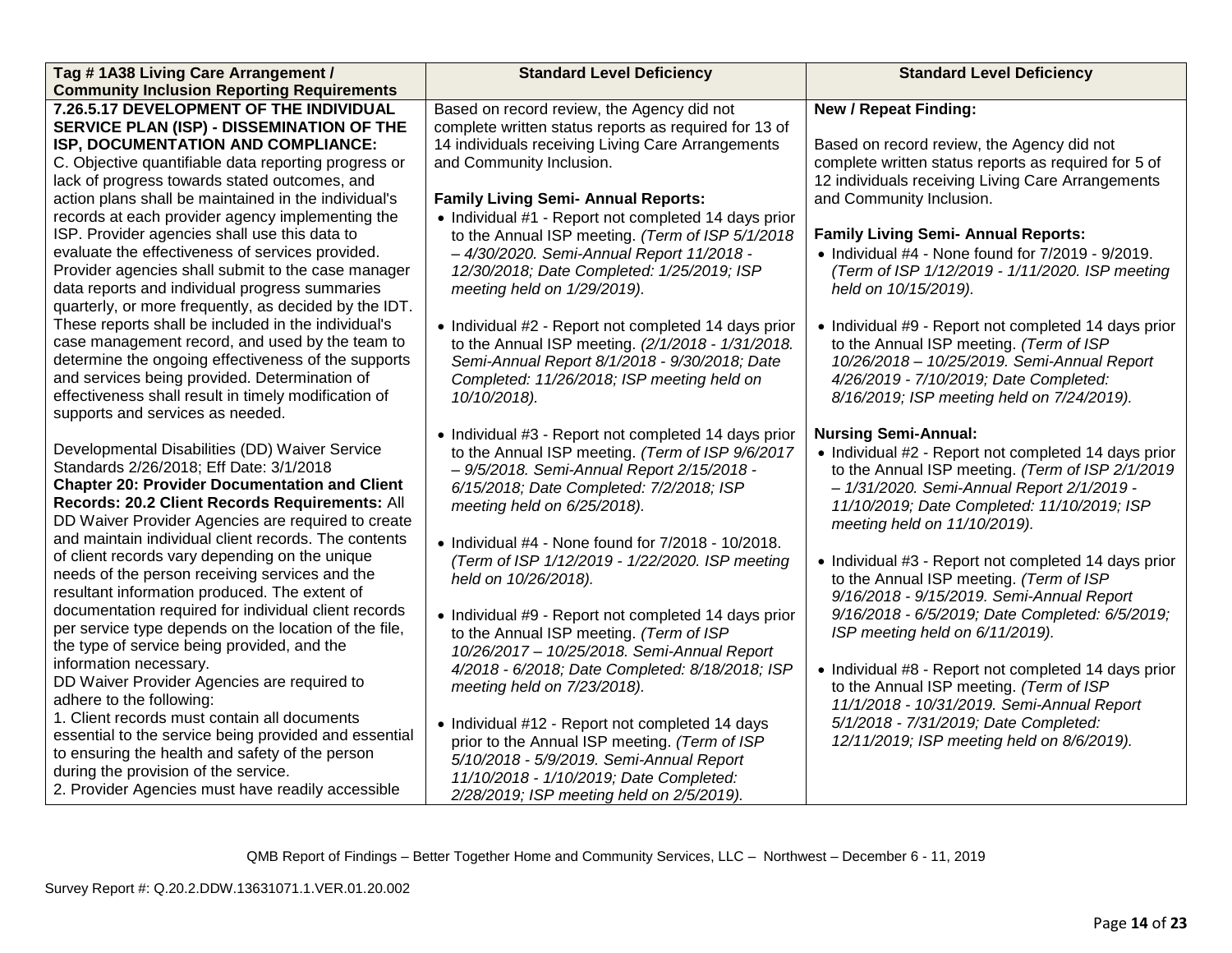| Tag # 1A38 Living Care Arrangement / Community Inclusion Reporting Requirements | Standard Level Deficiency | Standard Level Deficiency |
|---|---|---|
| **7.26.5.17 DEVELOPMENT OF THE INDIVIDUAL SERVICE PLAN (ISP) - DISSEMINATION OF THE ISP, DOCUMENTATION AND COMPLIANCE:**<br>C. Objective quantifiable data reporting progress or lack of progress towards stated outcomes, and action plans shall be maintained in the individual's records at each provider agency implementing the ISP. Provider agencies shall use this data to evaluate the effectiveness of services provided. Provider agencies shall submit to the case manager data reports and individual progress summaries quarterly, or more frequently, as decided by the IDT. These reports shall be included in the individual's case management record, and used by the team to determine the ongoing effectiveness of the supports and services being provided. Determination of effectiveness shall result in timely modification of supports and services as needed.<br><br>Developmental Disabilities (DD) Waiver Service Standards 2/26/2018; Eff Date: 3/1/2018<br>**Chapter 20: Provider Documentation and Client Records: 20.2 Client Records Requirements:** All DD Waiver Provider Agencies are required to create and maintain individual client records. The contents of client records vary depending on the unique needs of the person receiving services and the resultant information produced. The extent of documentation required for individual client records per service type depends on the location of the file, the type of service being provided, and the information necessary.<br>DD Waiver Provider Agencies are required to adhere to the following:<br>1. Client records must contain all documents essential to the service being provided and essential to ensuring the health and safety of the person during the provision of the service.<br>2. Provider Agencies must have readily accessible | Based on record review, the Agency did not complete written status reports as required for 13 of 14 individuals receiving Living Care Arrangements and Community Inclusion.<br><br>**Family Living Semi- Annual Reports:**<br>• Individual #1 - Report not completed 14 days prior to the Annual ISP meeting. *(Term of ISP 5/1/2018 – 4/30/2020. Semi-Annual Report 11/2018 - 12/30/2018; Date Completed: 1/25/2019; ISP meeting held on 1/29/2019).*<br><br>• Individual #2 - Report not completed 14 days prior to the Annual ISP meeting. *(2/1/2018 - 1/31/2018. Semi-Annual Report 8/1/2018 - 9/30/2018; Date Completed: 11/26/2018; ISP meeting held on 10/10/2018).*<br><br>• Individual #3 - Report not completed 14 days prior to the Annual ISP meeting. *(Term of ISP 9/6/2017 – 9/5/2018. Semi-Annual Report 2/15/2018 - 6/15/2018; Date Completed: 7/2/2018; ISP meeting held on 6/25/2018).*<br><br>• Individual #4 - None found for 7/2018 - 10/2018. *(Term of ISP 1/12/2019 - 1/22/2020. ISP meeting held on 10/26/2018).*<br><br>• Individual #9 - Report not completed 14 days prior to the Annual ISP meeting. *(Term of ISP 10/26/2017 – 10/25/2018. Semi-Annual Report 4/2018 - 6/2018; Date Completed: 8/18/2018; ISP meeting held on 7/23/2018).*<br><br>• Individual #12 - Report not completed 14 days prior to the Annual ISP meeting. *(Term of ISP 5/10/2018 - 5/9/2019. Semi-Annual Report 11/10/2018 - 1/10/2019; Date Completed: 2/28/2019; ISP meeting held on 2/5/2019).* | **New / Repeat Finding:**<br><br>Based on record review, the Agency did not complete written status reports as required for 5 of 12 individuals receiving Living Care Arrangements and Community Inclusion.<br><br>**Family Living Semi- Annual Reports:**<br>• Individual #4 - None found for 7/2019 - 9/2019. *(Term of ISP 1/12/2019 - 1/11/2020. ISP meeting held on 10/15/2019).*<br><br>• Individual #9 - Report not completed 14 days prior to the Annual ISP meeting. *(Term of ISP 10/26/2018 – 10/25/2019. Semi-Annual Report 4/26/2019 - 7/10/2019; Date Completed: 8/16/2019; ISP meeting held on 7/24/2019).*<br><br>**Nursing Semi-Annual:**<br>• Individual #2 - Report not completed 14 days prior to the Annual ISP meeting. *(Term of ISP 2/1/2019 – 1/31/2020. Semi-Annual Report 2/1/2019 - 11/10/2019; Date Completed: 11/10/2019; ISP meeting held on 11/10/2019).*<br><br>• Individual #3 - Report not completed 14 days prior to the Annual ISP meeting. *(Term of ISP 9/16/2018 - 9/15/2019. Semi-Annual Report 9/16/2018 - 6/5/2019; Date Completed: 6/5/2019; ISP meeting held on 6/11/2019).*<br><br>• Individual #8 - Report not completed 14 days prior to the Annual ISP meeting. *(Term of ISP 11/1/2018 - 10/31/2019. Semi-Annual Report 5/1/2018 - 7/31/2019; Date Completed: 12/11/2019; ISP meeting held on 8/6/2019).* |

QMB Report of Findings – Better Together Home and Community Services, LLC – Northwest – December 6 - 11, 2019

Survey Report #: Q.20.2.DDW.13631071.1.VER.01.20.002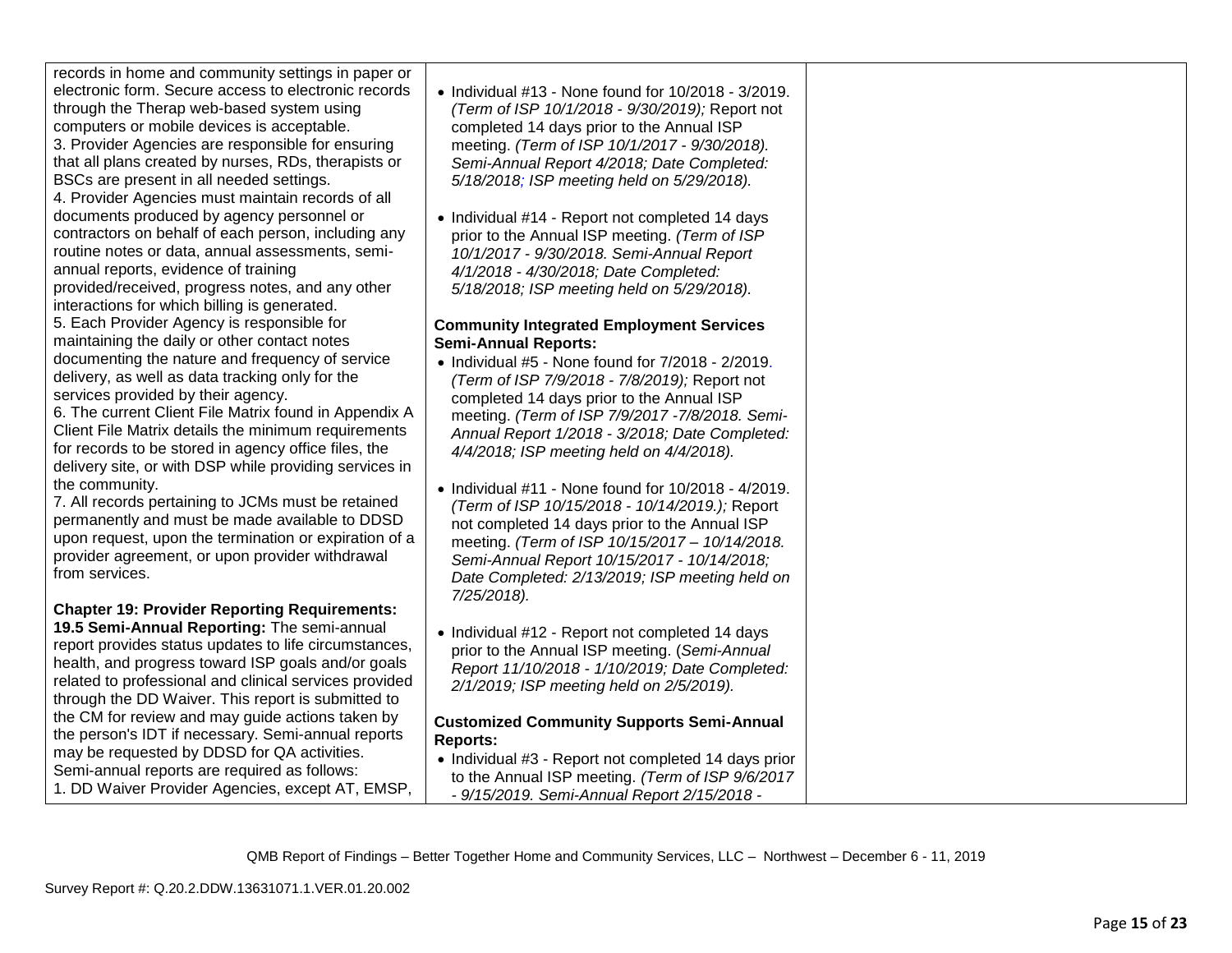| | | |
|---|---|---|
| records in home and community settings in paper or electronic form. Secure access to electronic records through the Therap web-based system using computers or mobile devices is acceptable.<br>3. Provider Agencies are responsible for ensuring that all plans created by nurses, RDs, therapists or BSCs are present in all needed settings.<br>4. Provider Agencies must maintain records of all documents produced by agency personnel or contractors on behalf of each person, including any routine notes or data, annual assessments, semi-annual reports, evidence of training provided/received, progress notes, and any other interactions for which billing is generated.<br>5. Each Provider Agency is responsible for maintaining the daily or other contact notes documenting the nature and frequency of service delivery, as well as data tracking only for the services provided by their agency.<br>6. The current Client File Matrix found in Appendix A Client File Matrix details the minimum requirements for records to be stored in agency office files, the delivery site, or with DSP while providing services in the community.<br>7. All records pertaining to JCMs must be retained permanently and must be made available to DDSD upon request, upon the termination or expiration of a provider agreement, or upon provider withdrawal from services.<br><br>**Chapter 19: Provider Reporting Requirements:**<br>**19.5 Semi-Annual Reporting:** The semi-annual report provides status updates to life circumstances, health, and progress toward ISP goals and/or goals related to professional and clinical services provided through the DD Waiver. This report is submitted to the CM for review and may guide actions taken by the person's IDT if necessary. Semi-annual reports may be requested by DDSD for QA activities. Semi-annual reports are required as follows:<br>1. DD Waiver Provider Agencies, except AT, EMSP, | • Individual #13 - None found for 10/2018 - 3/2019. *(Term of ISP 10/1/2018 - 9/30/2019);* Report not completed 14 days prior to the Annual ISP meeting. *(Term of ISP 10/1/2017 - 9/30/2018). Semi-Annual Report 4/2018; Date Completed: 5/18/2018; ISP meeting held on 5/29/2018).*<br><br>• Individual #14 - Report not completed 14 days prior to the Annual ISP meeting. *(Term of ISP 10/1/2017 - 9/30/2018. Semi-Annual Report 4/1/2018 - 4/30/2018; Date Completed: 5/18/2018; ISP meeting held on 5/29/2018).*<br><br>**Community Integrated Employment Services Semi-Annual Reports:**<br>• Individual #5 - None found for 7/2018 - 2/2019. *(Term of ISP 7/9/2018 - 7/8/2019);* Report not completed 14 days prior to the Annual ISP meeting. *(Term of ISP 7/9/2017 -7/8/2018. Semi-Annual Report 1/2018 - 3/2018; Date Completed: 4/4/2018; ISP meeting held on 4/4/2018).*<br><br>• Individual #11 - None found for 10/2018 - 4/2019. *(Term of ISP 10/15/2018 - 10/14/2019.);* Report not completed 14 days prior to the Annual ISP meeting. *(Term of ISP 10/15/2017 – 10/14/2018. Semi-Annual Report 10/15/2017 - 10/14/2018; Date Completed: 2/13/2019; ISP meeting held on 7/25/2018).*<br><br>• Individual #12 - Report not completed 14 days prior to the Annual ISP meeting. (*Semi-Annual Report 11/10/2018 - 1/10/2019; Date Completed: 2/1/2019; ISP meeting held on 2/5/2019).*<br><br>**Customized Community Supports Semi-Annual Reports:**<br>• Individual #3 - Report not completed 14 days prior to the Annual ISP meeting. *(Term of ISP 9/6/2017 - 9/15/2019. Semi-Annual Report 2/15/2018 -* | |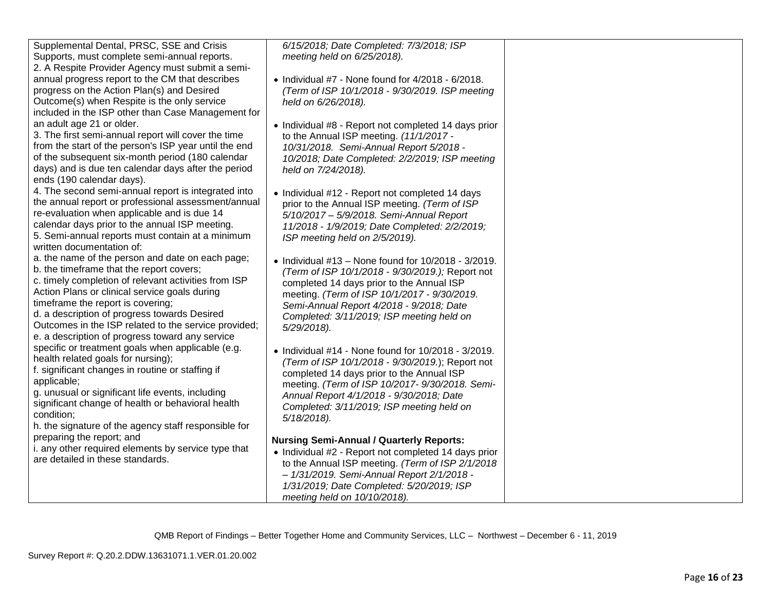| | | |
|---|---|---|
| Supplemental Dental, PRSC, SSE and Crisis Supports, must complete semi-annual reports.<br>2. A Respite Provider Agency must submit a semi-annual progress report to the CM that describes progress on the Action Plan(s) and Desired Outcome(s) when Respite is the only service included in the ISP other than Case Management for an adult age 21 or older.<br>3. The first semi-annual report will cover the time from the start of the person's ISP year until the end of the subsequent six-month period (180 calendar days) and is due ten calendar days after the period ends (190 calendar days).<br>4. The second semi-annual report is integrated into the annual report or professional assessment/annual re-evaluation when applicable and is due 14 calendar days prior to the annual ISP meeting.<br>5. Semi-annual reports must contain at a minimum written documentation of:<br>a. the name of the person and date on each page;<br>b. the timeframe that the report covers;<br>c. timely completion of relevant activities from ISP Action Plans or clinical service goals during timeframe the report is covering;<br>d. a description of progress towards Desired Outcomes in the ISP related to the service provided;<br>e. a description of progress toward any service specific or treatment goals when applicable (e.g. health related goals for nursing);<br>f. significant changes in routine or staffing if applicable;<br>g. unusual or significant life events, including significant change of health or behavioral health condition;<br>h. the signature of the agency staff responsible for preparing the report; and<br>i. any other required elements by service type that are detailed in these standards. | *6/15/2018; Date Completed: 7/3/2018; ISP meeting held on 6/25/2018).*<br><br>• Individual #7 - None found for 4/2018 - 6/2018. *(Term of ISP 10/1/2018 - 9/30/2019. ISP meeting held on 6/26/2018).*<br><br>• Individual #8 - Report not completed 14 days prior to the Annual ISP meeting. *(11/1/2017 - 10/31/2018. Semi-Annual Report 5/2018 - 10/2018; Date Completed: 2/2/2019; ISP meeting held on 7/24/2018).*<br><br>• Individual #12 - Report not completed 14 days prior to the Annual ISP meeting. *(Term of ISP 5/10/2017 – 5/9/2018. Semi-Annual Report 11/2018 - 1/9/2019; Date Completed: 2/2/2019; ISP meeting held on 2/5/2019).*<br><br>• Individual #13 – None found for 10/2018 - 3/2019. *(Term of ISP 10/1/2018 - 9/30/2019.);* Report not completed 14 days prior to the Annual ISP meeting. *(Term of ISP 10/1/2017 - 9/30/2019. Semi-Annual Report 4/2018 - 9/2018; Date Completed: 3/11/2019; ISP meeting held on 5/29/2018).*<br><br>• Individual #14 - None found for 10/2018 - 3/2019. *(Term of ISP 10/1/2018 - 9/30/2019.*); Report not completed 14 days prior to the Annual ISP meeting. *(Term of ISP 10/2017- 9/30/2018. Semi-Annual Report 4/1/2018 - 9/30/2018; Date Completed: 3/11/2019; ISP meeting held on 5/18/2018).*<br><br>**Nursing Semi-Annual / Quarterly Reports:**<br>• Individual #2 - Report not completed 14 days prior to the Annual ISP meeting. *(Term of ISP 2/1/2018 – 1/31/2019. Semi-Annual Report 2/1/2018 - 1/31/2019; Date Completed: 5/20/2019; ISP meeting held on 10/10/2018).* | |

QMB Report of Findings – Better Together Home and Community Services, LLC – Northwest – December 6 - 11, 2019

Survey Report #: Q.20.2.DDW.13631071.1.VER.01.20.002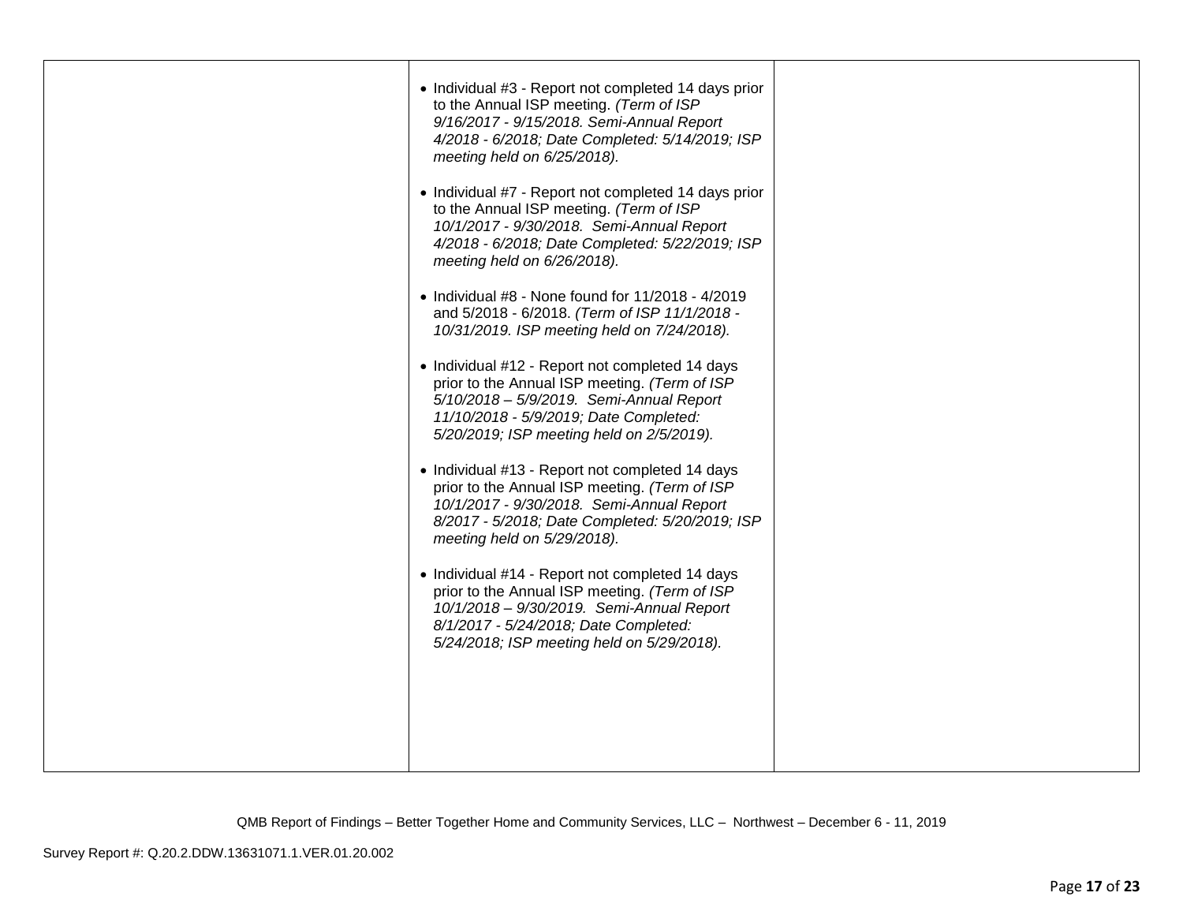| | | |
|---|---|---|
| | • Individual #3 - Report not completed 14 days prior to the Annual ISP meeting. *(Term of ISP 9/16/2017 - 9/15/2018. Semi-Annual Report 4/2018 - 6/2018; Date Completed: 5/14/2019; ISP meeting held on 6/25/2018).*<br><br>• Individual #7 - Report not completed 14 days prior to the Annual ISP meeting. *(Term of ISP 10/1/2017 - 9/30/2018. Semi-Annual Report 4/2018 - 6/2018; Date Completed: 5/22/2019; ISP meeting held on 6/26/2018).*<br><br>• Individual #8 - None found for 11/2018 - 4/2019 and 5/2018 - 6/2018. *(Term of ISP 11/1/2018 - 10/31/2019. ISP meeting held on 7/24/2018).*<br><br>• Individual #12 - Report not completed 14 days prior to the Annual ISP meeting. *(Term of ISP 5/10/2018 – 5/9/2019. Semi-Annual Report 11/10/2018 - 5/9/2019; Date Completed: 5/20/2019; ISP meeting held on 2/5/2019).*<br><br>• Individual #13 - Report not completed 14 days prior to the Annual ISP meeting. *(Term of ISP 10/1/2017 - 9/30/2018. Semi-Annual Report 8/2017 - 5/2018; Date Completed: 5/20/2019; ISP meeting held on 5/29/2018).*<br><br>• Individual #14 - Report not completed 14 days prior to the Annual ISP meeting. *(Term of ISP 10/1/2018 – 9/30/2019. Semi-Annual Report 8/1/2017 - 5/24/2018; Date Completed: 5/24/2018; ISP meeting held on 5/29/2018).* | |

QMB Report of Findings – Better Together Home and Community Services, LLC – Northwest – December 6 - 11, 2019

Survey Report #: Q.20.2.DDW.13631071.1.VER.01.20.002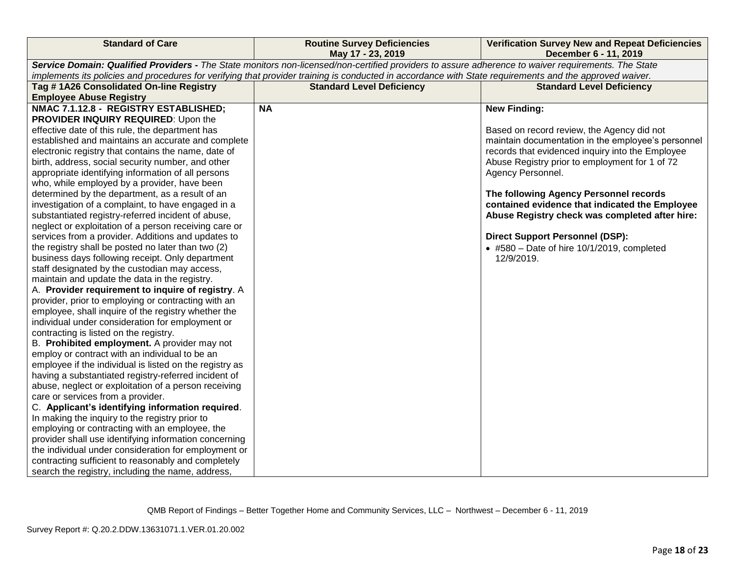| Standard of Care | Routine Survey Deficiencies May 17 - 23, 2019 | Verification Survey New and Repeat Deficiencies December 6 - 11, 2019 |
|---|---|---|
| ***Service Domain: Qualified Providers -*** *The State monitors non-licensed/non-certified providers to assure adherence to waiver requirements. The State implements its policies and procedures for verifying that provider training is conducted in accordance with State requirements and the approved waiver.* | | |
| **Tag # 1A26 Consolidated On-line Registry Employee Abuse Registry** | **Standard Level Deficiency** | **Standard Level Deficiency** |
| **NMAC 7.1.12.8 - REGISTRY ESTABLISHED; PROVIDER INQUIRY REQUIRED**: Upon the effective date of this rule, the department has established and maintains an accurate and complete electronic registry that contains the name, date of birth, address, social security number, and other appropriate identifying information of all persons who, while employed by a provider, have been determined by the department, as a result of an investigation of a complaint, to have engaged in a substantiated registry-referred incident of abuse, neglect or exploitation of a person receiving care or services from a provider. Additions and updates to the registry shall be posted no later than two (2) business days following receipt. Only department staff designated by the custodian may access, maintain and update the data in the registry.<br>A. **Provider requirement to inquire of registry**. A provider, prior to employing or contracting with an employee, shall inquire of the registry whether the individual under consideration for employment or contracting is listed on the registry.<br>B. **Prohibited employment.** A provider may not employ or contract with an individual to be an employee if the individual is listed on the registry as having a substantiated registry-referred incident of abuse, neglect or exploitation of a person receiving care or services from a provider.<br>C. **Applicant's identifying information required**. In making the inquiry to the registry prior to employing or contracting with an employee, the provider shall use identifying information concerning the individual under consideration for employment or contracting sufficient to reasonably and completely search the registry, including the name, address, | **NA** | **New Finding:**<br><br>Based on record review, the Agency did not maintain documentation in the employee's personnel records that evidenced inquiry into the Employee Abuse Registry prior to employment for 1 of 72 Agency Personnel.<br><br>**The following Agency Personnel records contained evidence that indicated the Employee Abuse Registry check was completed after hire:**<br><br>**Direct Support Personnel (DSP):**<br>• #580 – Date of hire 10/1/2019, completed 12/9/2019. |

QMB Report of Findings – Better Together Home and Community Services, LLC – Northwest – December 6 - 11, 2019

Survey Report #: Q.20.2.DDW.13631071.1.VER.01.20.002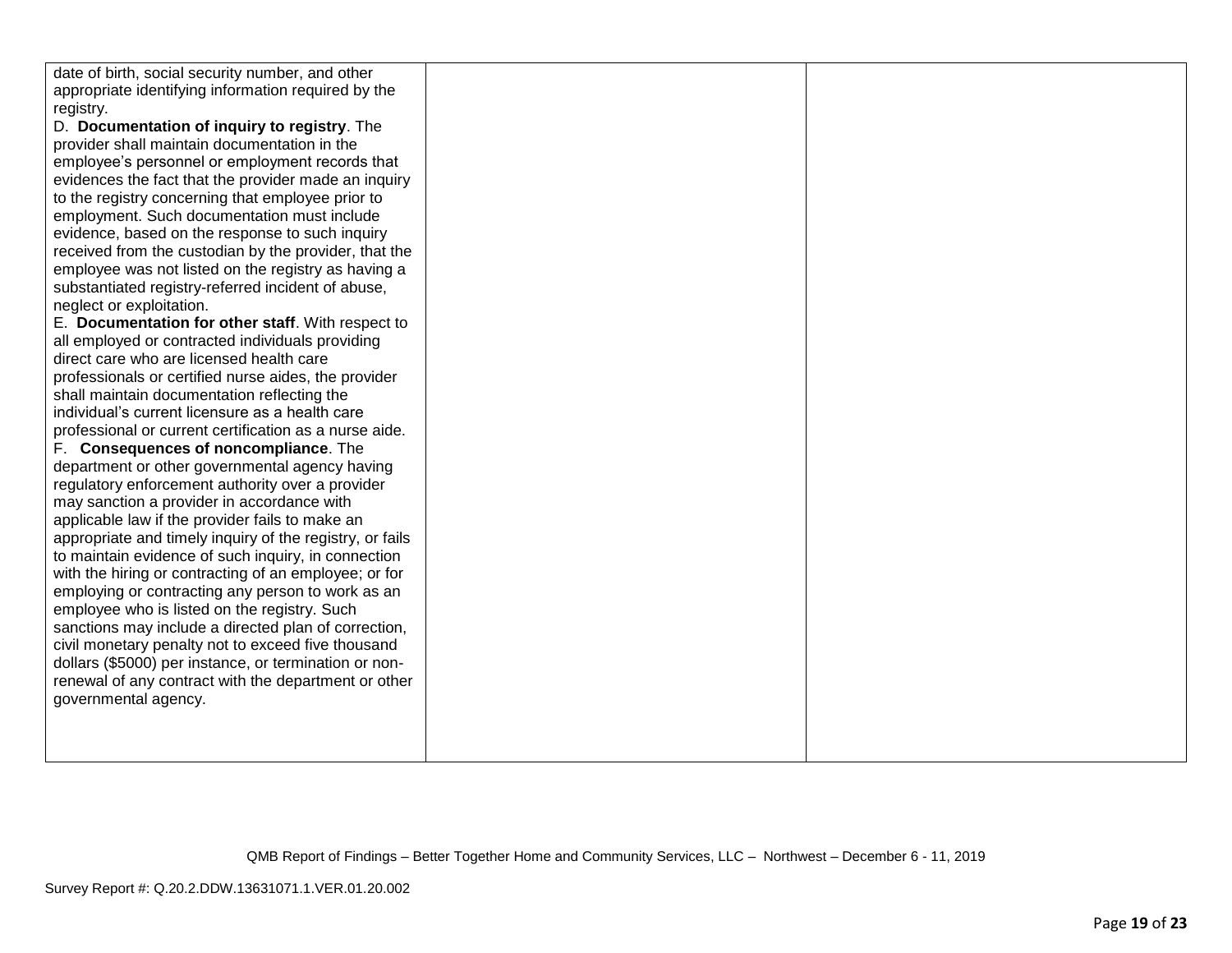| | | |
|---|---|---|
| date of birth, social security number, and other appropriate identifying information required by the registry.<br>D. **Documentation of inquiry to registry**. The provider shall maintain documentation in the employee's personnel or employment records that evidences the fact that the provider made an inquiry to the registry concerning that employee prior to employment. Such documentation must include evidence, based on the response to such inquiry received from the custodian by the provider, that the employee was not listed on the registry as having a substantiated registry-referred incident of abuse, neglect or exploitation.<br>E. **Documentation for other staff**. With respect to all employed or contracted individuals providing direct care who are licensed health care professionals or certified nurse aides, the provider shall maintain documentation reflecting the individual's current licensure as a health care professional or current certification as a nurse aide.<br>F. **Consequences of noncompliance**. The department or other governmental agency having regulatory enforcement authority over a provider may sanction a provider in accordance with applicable law if the provider fails to make an appropriate and timely inquiry of the registry, or fails to maintain evidence of such inquiry, in connection with the hiring or contracting of an employee; or for employing or contracting any person to work as an employee who is listed on the registry. Such sanctions may include a directed plan of correction, civil monetary penalty not to exceed five thousand dollars ($5000) per instance, or termination or non-renewal of any contract with the department or other governmental agency. | | |

QMB Report of Findings – Better Together Home and Community Services, LLC – Northwest – December 6 - 11, 2019

Survey Report #: Q.20.2.DDW.13631071.1.VER.01.20.002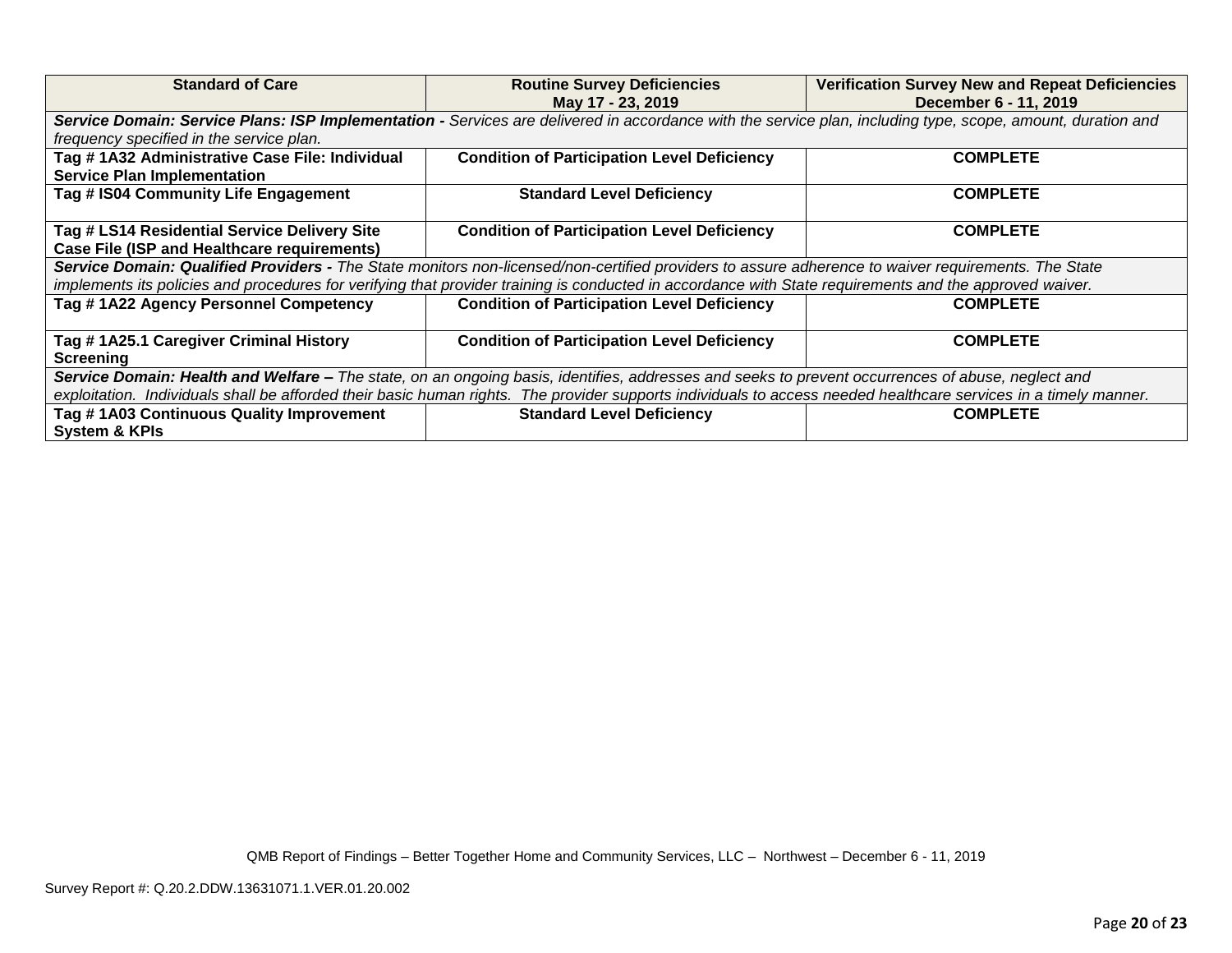| **Standard of Care** | **Routine Survey Deficiencies May 17 - 23, 2019** | **Verification Survey New and Repeat Deficiencies December 6 - 11, 2019** |
|---|---|---|
| ***Service Domain: Service Plans: ISP Implementation -*** *Services are delivered in accordance with the service plan, including type, scope, amount, duration and frequency specified in the service plan.* | | |
| **Tag # 1A32 Administrative Case File: Individual Service Plan Implementation** | **Condition of Participation Level Deficiency** | **COMPLETE** |
| **Tag # IS04 Community Life Engagement** | **Standard Level Deficiency** | **COMPLETE** |
| **Tag # LS14 Residential Service Delivery Site Case File (ISP and Healthcare requirements)** | **Condition of Participation Level Deficiency** | **COMPLETE** |
| ***Service Domain: Qualified Providers -*** *The State monitors non-licensed/non-certified providers to assure adherence to waiver requirements. The State implements its policies and procedures for verifying that provider training is conducted in accordance with State requirements and the approved waiver.* | | |
| **Tag # 1A22 Agency Personnel Competency** | **Condition of Participation Level Deficiency** | **COMPLETE** |
| **Tag # 1A25.1 Caregiver Criminal History Screening** | **Condition of Participation Level Deficiency** | **COMPLETE** |
| ***Service Domain: Health and Welfare –*** *The state, on an ongoing basis, identifies, addresses and seeks to prevent occurrences of abuse, neglect and exploitation. Individuals shall be afforded their basic human rights. The provider supports individuals to access needed healthcare services in a timely manner.* | | |
| **Tag # 1A03 Continuous Quality Improvement System & KPIs** | **Standard Level Deficiency** | **COMPLETE** |

QMB Report of Findings – Better Together Home and Community Services, LLC – Northwest – December 6 - 11, 2019

Survey Report #: Q.20.2.DDW.13631071.1.VER.01.20.002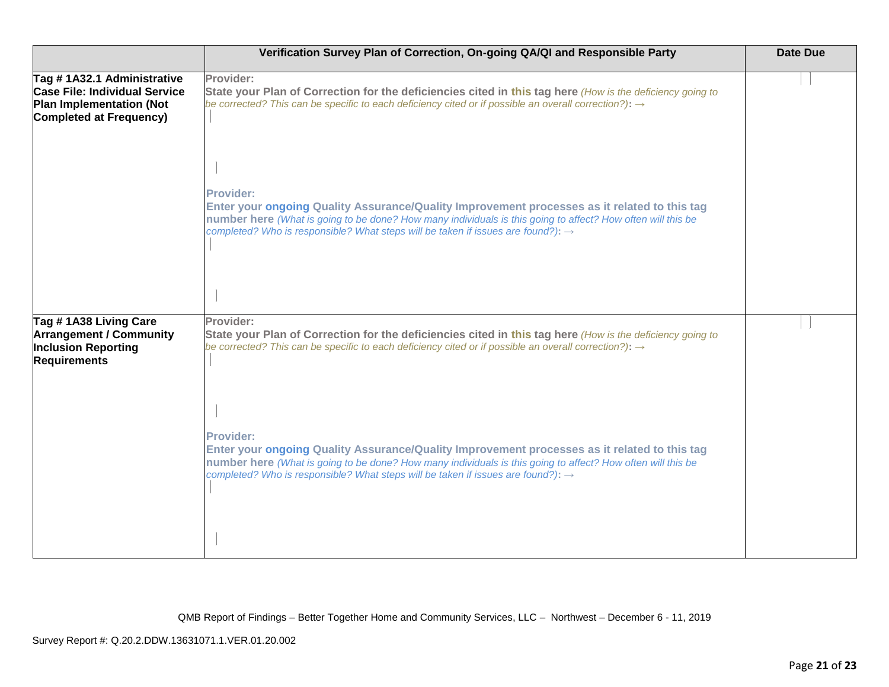| | Verification Survey Plan of Correction, On-going QA/QI and Responsible Party | Date Due |
|---|---|---|
| **Tag # 1A32.1 Administrative Case File: Individual Service Plan Implementation (Not Completed at Frequency)** | **Provider:** **State your Plan of Correction for the deficiencies cited in this tag here** *(How is the deficiency going to be corrected? This can be specific to each deficiency cited or if possible an overall correction?)*: → <br><br> **Provider:** **Enter your ongoing Quality Assurance/Quality Improvement processes as it related to this tag number here** *(What is going to be done? How many individuals is this going to affect? How often will this be completed? Who is responsible? What steps will be taken if issues are found?)*: → | |
| **Tag # 1A38 Living Care Arrangement / Community Inclusion Reporting Requirements** | **Provider:** **State your Plan of Correction for the deficiencies cited in this tag here** *(How is the deficiency going to be corrected? This can be specific to each deficiency cited or if possible an overall correction?)*: → <br><br> **Provider:** **Enter your ongoing Quality Assurance/Quality Improvement processes as it related to this tag number here** *(What is going to be done? How many individuals is this going to affect? How often will this be completed? Who is responsible? What steps will be taken if issues are found?)*: → | |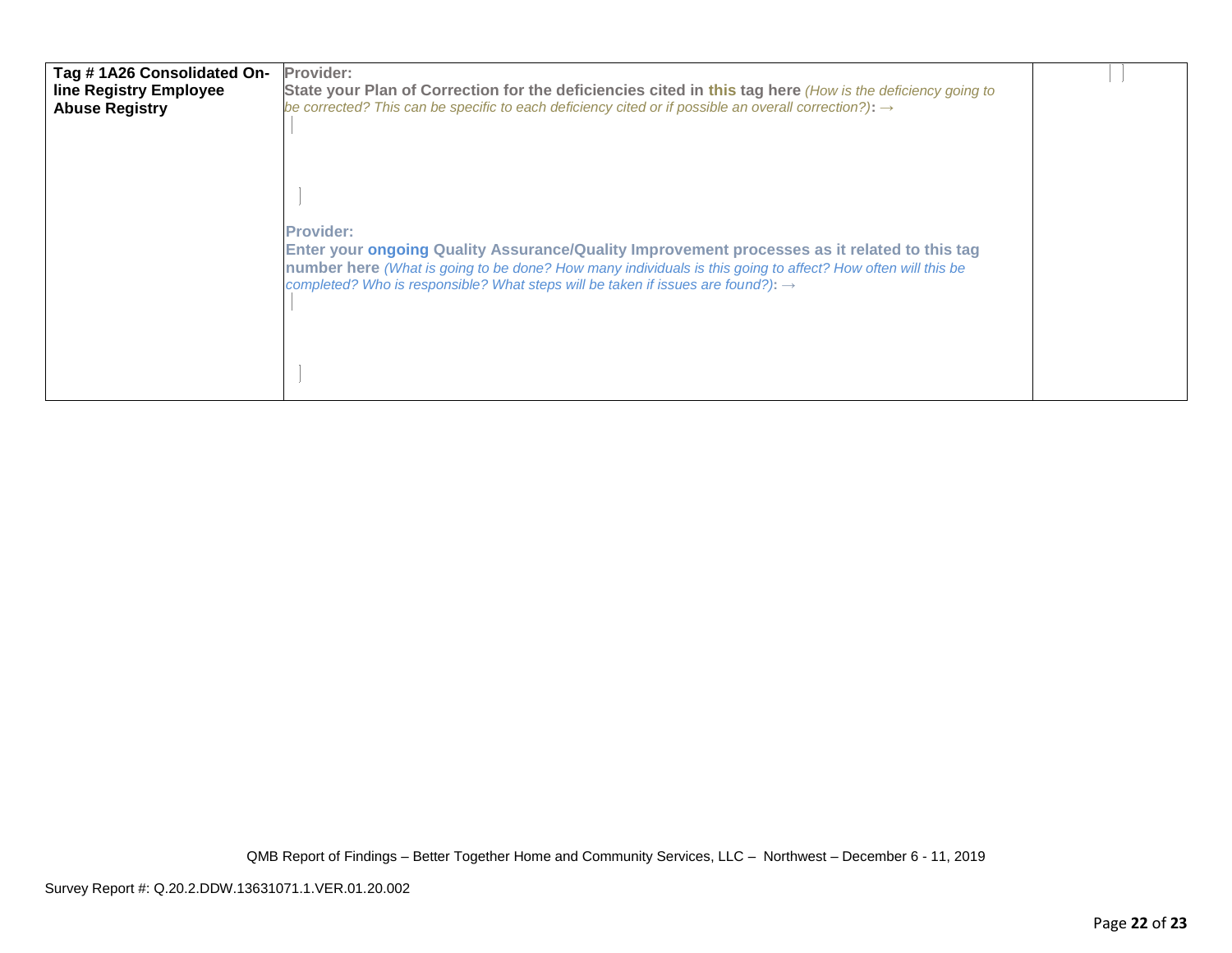| Tag # 1A26 Consolidated On-line Registry Employee Abuse Registry | Provider:<br>**State your Plan of Correction for the deficiencies cited in this tag here** *(How is the deficiency going to be corrected? This can be specific to each deficiency cited or if possible an overall correction?)*: →<br><br><br><br>Provider:<br>**Enter your ongoing Quality Assurance/Quality Improvement processes as it related to this tag number here** *(What is going to be done? How many individuals is this going to affect? How often will this be completed? Who is responsible? What steps will be taken if issues are found?)*: → | |
|---|---|---|

QMB Report of Findings – Better Together Home and Community Services, LLC – Northwest – December 6 - 11, 2019

Survey Report #: Q.20.2.DDW.13631071.1.VER.01.20.002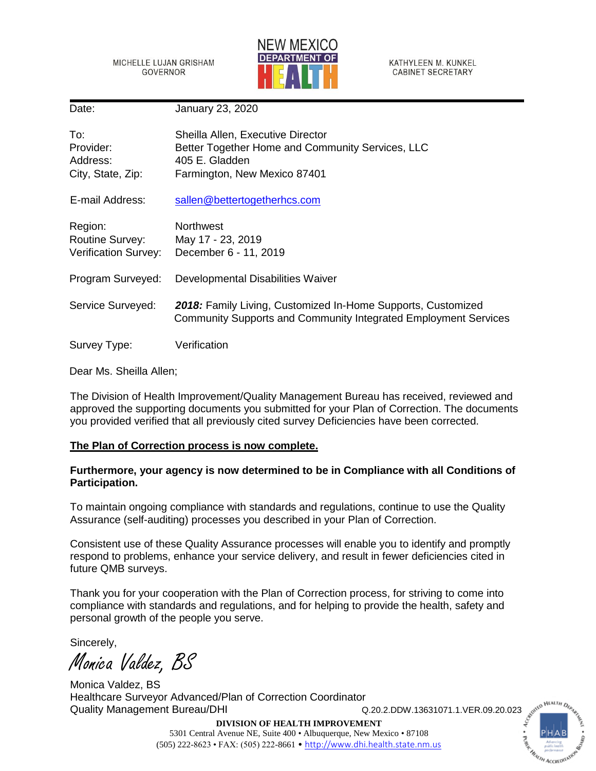MICHELLE LUJAN GRISHAM
GOVERNOR

NEW MEXICO
DEPARTMENT OF
HEALTH

KATHYLEEN M. KUNKEL
CABINET SECRETARY

| | |
|---|---|
| Date: | January 23, 2020 |
| To: | Sheilla Allen, Executive Director |
| Provider: | Better Together Home and Community Services, LLC |
| Address: | 405 E. Gladden |
| City, State, Zip: | Farmington, New Mexico 87401 |
| E-mail Address: | sallen@bettertogetherhcs.com |
| Region: | Northwest |
| Routine Survey: | May 17 - 23, 2019 |
| Verification Survey: | December 6 - 11, 2019 |
| Program Surveyed: | Developmental Disabilities Waiver |
| Service Surveyed: | ***2018:*** Family Living, Customized In-Home Supports, Customized Community Supports and Community Integrated Employment Services |
| Survey Type: | Verification |

Dear Ms. Sheilla Allen;

The Division of Health Improvement/Quality Management Bureau has received, reviewed and approved the supporting documents you submitted for your Plan of Correction. The documents you provided verified that all previously cited survey Deficiencies have been corrected.

**The Plan of Correction process is now complete.**

**Furthermore, your agency is now determined to be in Compliance with all Conditions of Participation.**

To maintain ongoing compliance with standards and regulations, continue to use the Quality Assurance (self-auditing) processes you described in your Plan of Correction.

Consistent use of these Quality Assurance processes will enable you to identify and promptly respond to problems, enhance your service delivery, and result in fewer deficiencies cited in future QMB surveys.

Thank you for your cooperation with the Plan of Correction process, for striving to come into compliance with standards and regulations, and for helping to provide the health, safety and personal growth of the people you serve.

Sincerely,

*Monica Valdez, BS*

Monica Valdez, BS
Healthcare Surveyor Advanced/Plan of Correction Coordinator
Quality Management Bureau/DHI

Q.20.2.DDW.13631071.1.VER.09.20.023

**DIVISION OF HEALTH IMPROVEMENT**
5301 Central Avenue NE, Suite 400 • Albuquerque, New Mexico • 87108
(505) 222-8623 • FAX: (505) 222-8661 • http://www.dhi.health.state.nm.us